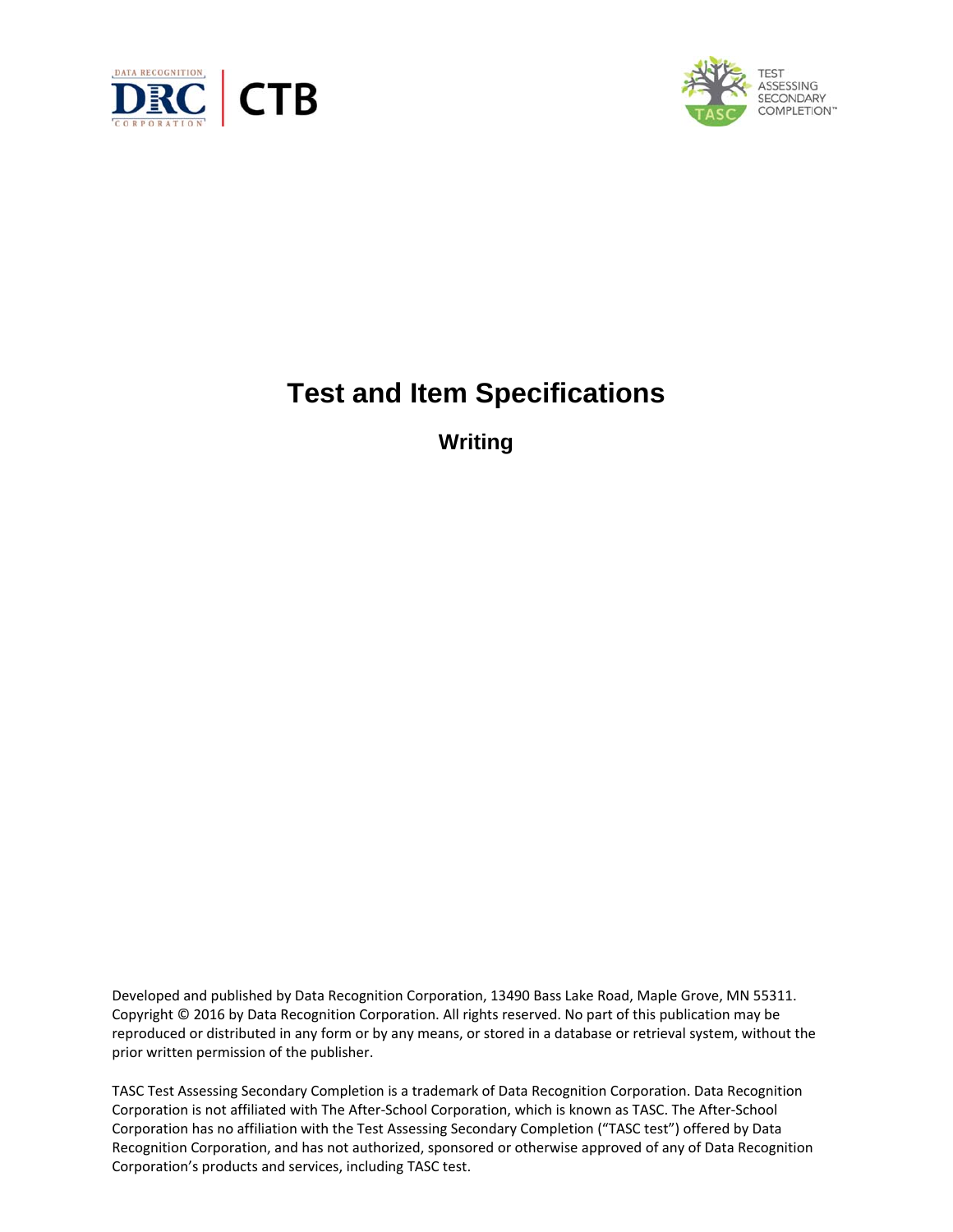# Test and Item Specifications

## Writing

Developed and published by Data Recognition Corporation, 13490 Bass Lake Road, Maple Grove, MN 55311. Copyright © 2016 by Data Recognition Corporation. All rights reserved. No part of this publication may be reproduced or distributed in any form or by any means, or stored in a database or retrieval system, without the prior written permission of the publisher.

TASC Test Assessing Secondary Completion is a trademark of Data Recognition Corporation. Data Recognition Corporation is not affiliated with The After-School Corporation, which is known as TASC. The After-School Corporation has no affiliation with the Test Assessing Secondary Completion ("TASC test") offered by Data Recognition Corporation, and has not authorized, sponsored or otherwise approved of any of Data Recognition Corporation's products and services, including TASC test.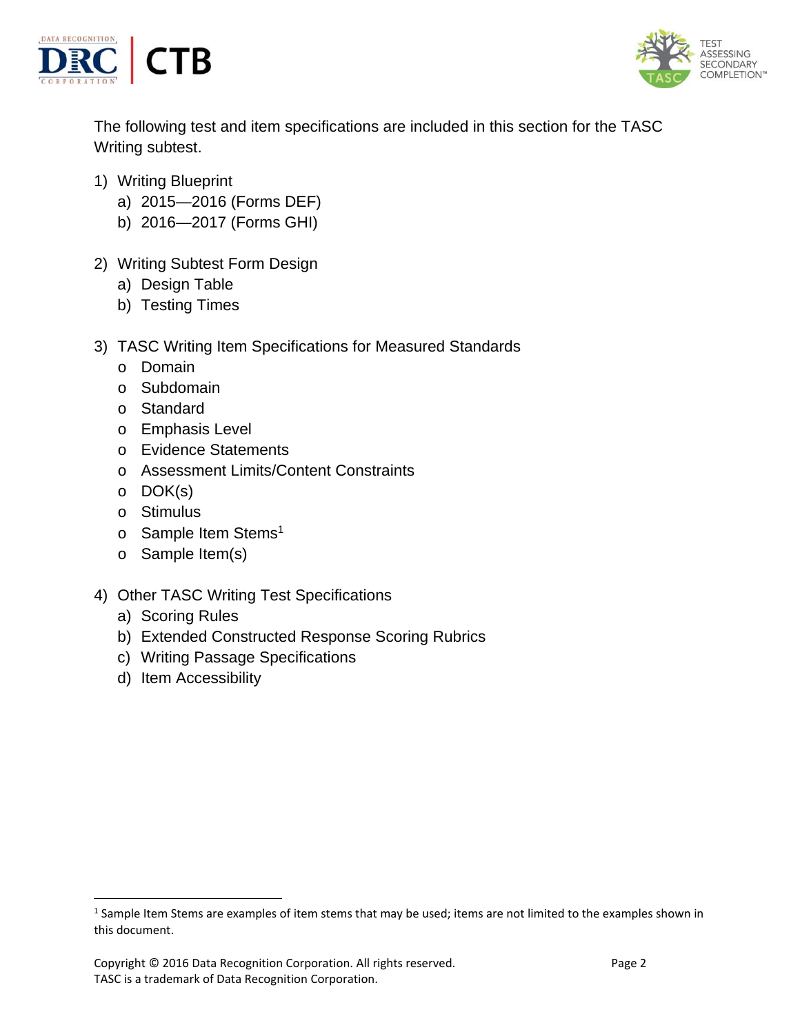The following test and item specifications are included in this section for the TASC Writing subtest.

1) Writing Blueprint
   a) 2015—2016 (Forms DEF)
   b) 2016—2017 (Forms GHI)

2) Writing Subtest Form Design
   a) Design Table
   b) Testing Times

3) TASC Writing Item Specifications for Measured Standards
   - Domain
   - Subdomain
   - Standard
   - Emphasis Level
   - Evidence Statements
   - Assessment Limits/Content Constraints
   - DOK(s)
   - Stimulus
   - Sample Item Stems[1]
   - Sample Item(s)

4) Other TASC Writing Test Specifications
   a) Scoring Rules
   b) Extended Constructed Response Scoring Rubrics
   c) Writing Passage Specifications
   d) Item Accessibility

[1] Sample Item Stems are examples of item stems that may be used; items are not limited to the examples shown in this document.

Copyright © 2016 Data Recognition Corporation. All rights reserved.
TASC is a trademark of Data Recognition Corporation.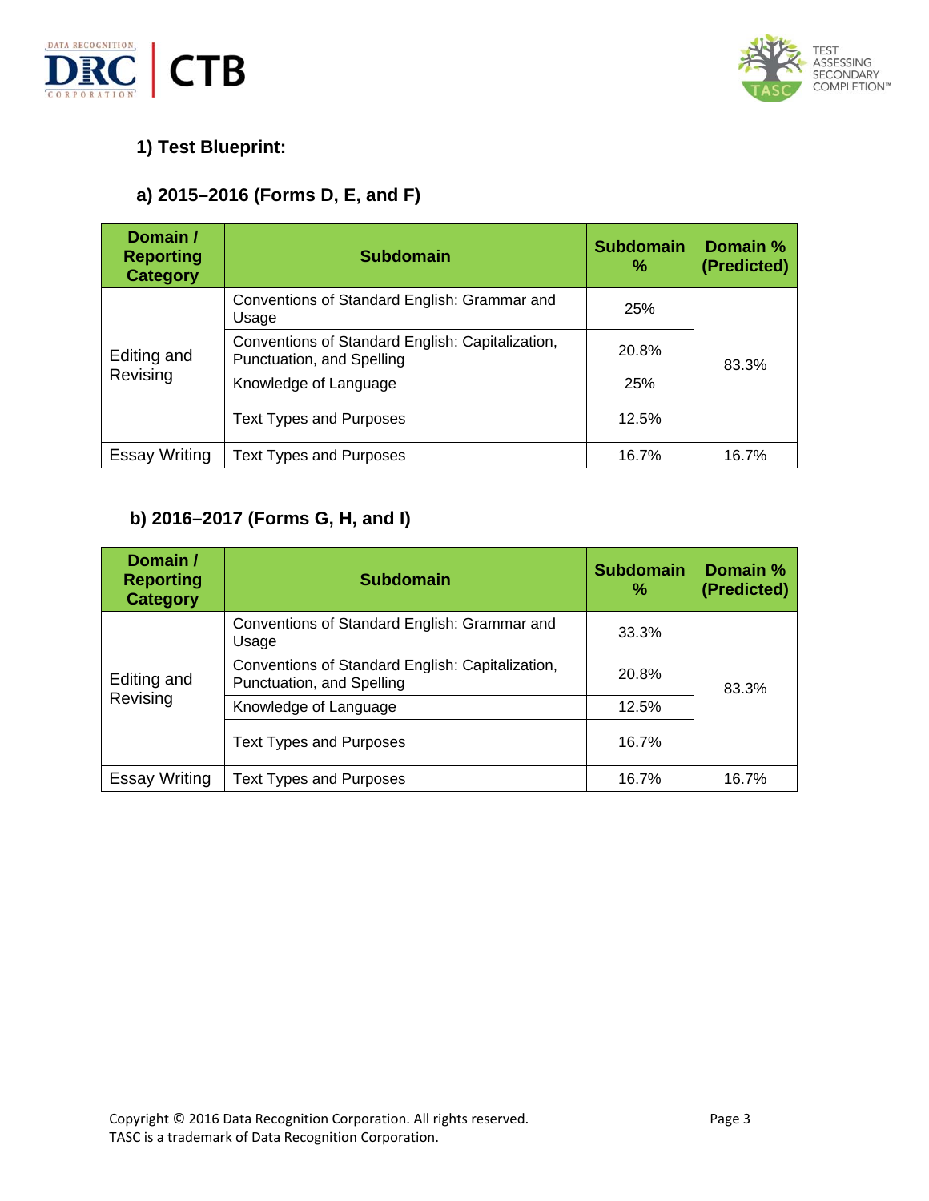## 1) Test Blueprint:

### a) 2015–2016 (Forms D, E, and F)

| Domain / Reporting Category | Subdomain | Subdomain % | Domain % (Predicted) |
|---|---|---|---|
| Editing and Revising | Conventions of Standard English: Grammar and Usage | 25% | 83.3% |
| | Conventions of Standard English: Capitalization, Punctuation, and Spelling | 20.8% | |
| | Knowledge of Language | 25% | |
| | Text Types and Purposes | 12.5% | |
| Essay Writing | Text Types and Purposes | 16.7% | 16.7% |

### b) 2016–2017 (Forms G, H, and I)

| Domain / Reporting Category | Subdomain | Subdomain % | Domain % (Predicted) |
|---|---|---|---|
| Editing and Revising | Conventions of Standard English: Grammar and Usage | 33.3% | 83.3% |
| | Conventions of Standard English: Capitalization, Punctuation, and Spelling | 20.8% | |
| | Knowledge of Language | 12.5% | |
| | Text Types and Purposes | 16.7% | |
| Essay Writing | Text Types and Purposes | 16.7% | 16.7% |

Copyright © 2016 Data Recognition Corporation. All rights reserved.
TASC is a trademark of Data Recognition Corporation.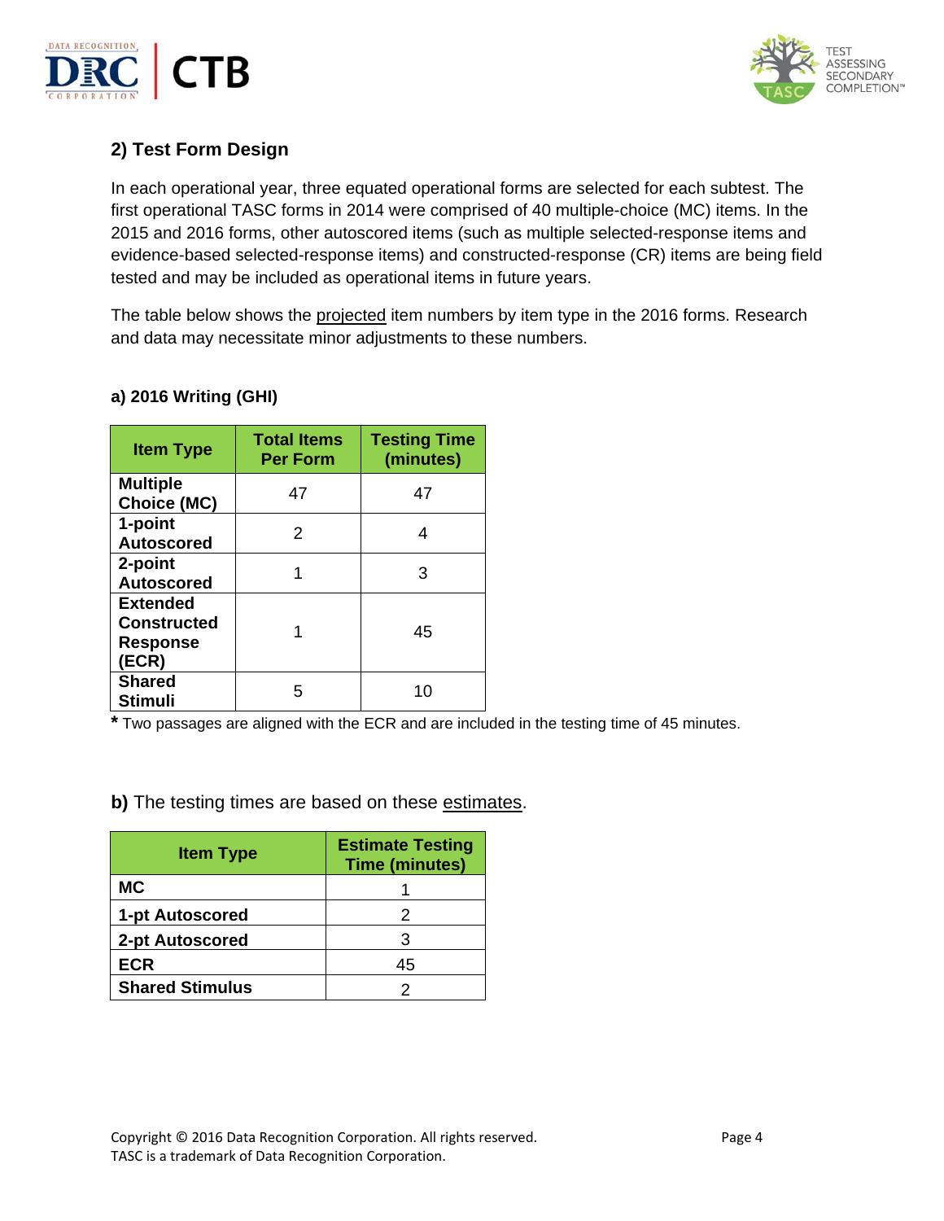## 2) Test Form Design

In each operational year, three equated operational forms are selected for each subtest. The first operational TASC forms in 2014 were comprised of 40 multiple-choice (MC) items. In the 2015 and 2016 forms, other autoscored items (such as multiple selected-response items and evidence-based selected-response items) and constructed-response (CR) items are being field tested and may be included as operational items in future years.

The table below shows the projected item numbers by item type in the 2016 forms. Research and data may necessitate minor adjustments to these numbers.

### a) 2016 Writing (GHI)

| Item Type | Total Items Per Form | Testing Time (minutes) |
| --- | --- | --- |
| **Multiple Choice (MC)** | 47 | 47 |
| **1-point Autoscored** | 2 | 4 |
| **2-point Autoscored** | 1 | 3 |
| **Extended Constructed Response (ECR)** | 1 | 45 |
| **Shared Stimuli** | 5 | 10 |

**\*** Two passages are aligned with the ECR and are included in the testing time of 45 minutes.

**b)** The testing times are based on these estimates.

| Item Type | Estimate Testing Time (minutes) |
| --- | --- |
| **MC** | 1 |
| **1-pt Autoscored** | 2 |
| **2-pt Autoscored** | 3 |
| **ECR** | 45 |
| **Shared Stimulus** | 2 |

Copyright © 2016 Data Recognition Corporation. All rights reserved.
TASC is a trademark of Data Recognition Corporation.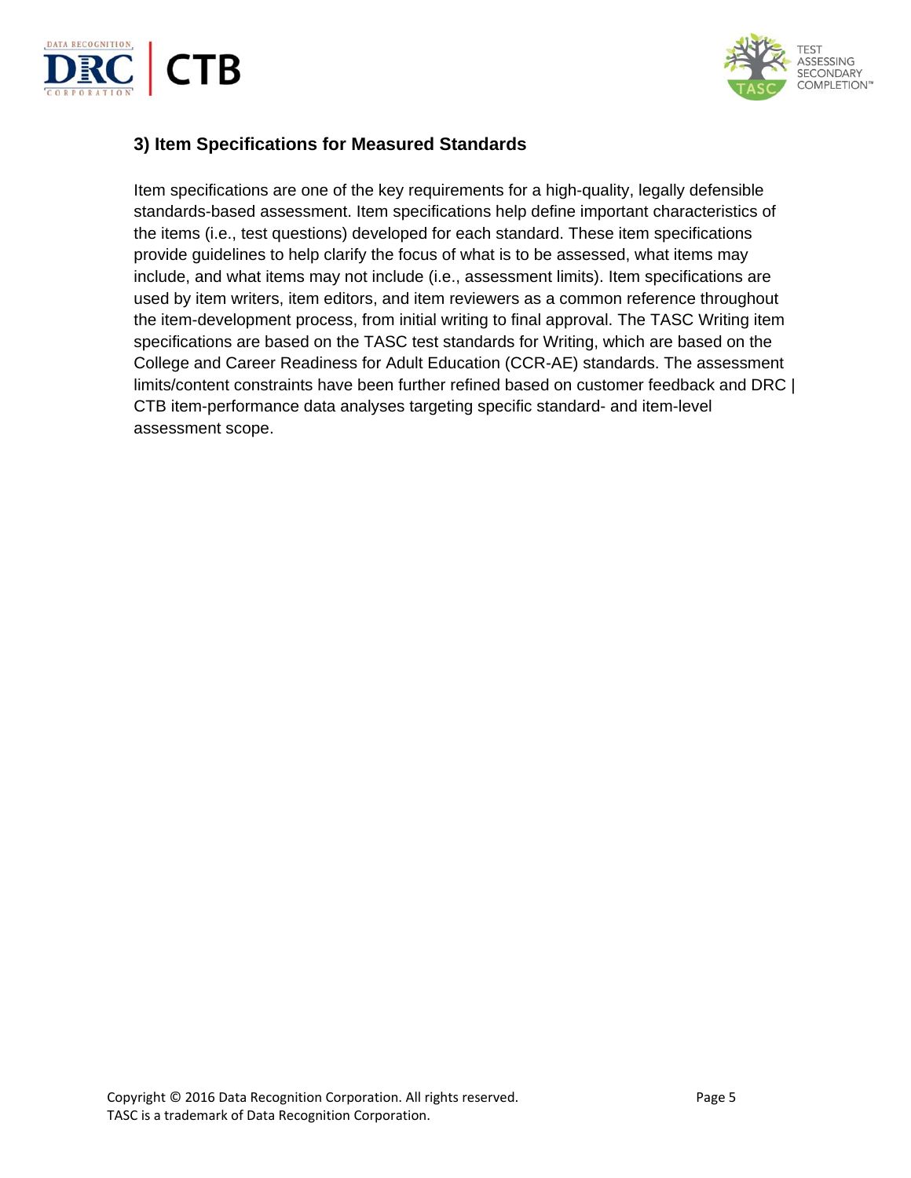### 3) Item Specifications for Measured Standards

Item specifications are one of the key requirements for a high-quality, legally defensible standards-based assessment. Item specifications help define important characteristics of the items (i.e., test questions) developed for each standard. These item specifications provide guidelines to help clarify the focus of what is to be assessed, what items may include, and what items may not include (i.e., assessment limits). Item specifications are used by item writers, item editors, and item reviewers as a common reference throughout the item-development process, from initial writing to final approval. The TASC Writing item specifications are based on the TASC test standards for Writing, which are based on the College and Career Readiness for Adult Education (CCR-AE) standards. The assessment limits/content constraints have been further refined based on customer feedback and DRC | CTB item-performance data analyses targeting specific standard- and item-level assessment scope.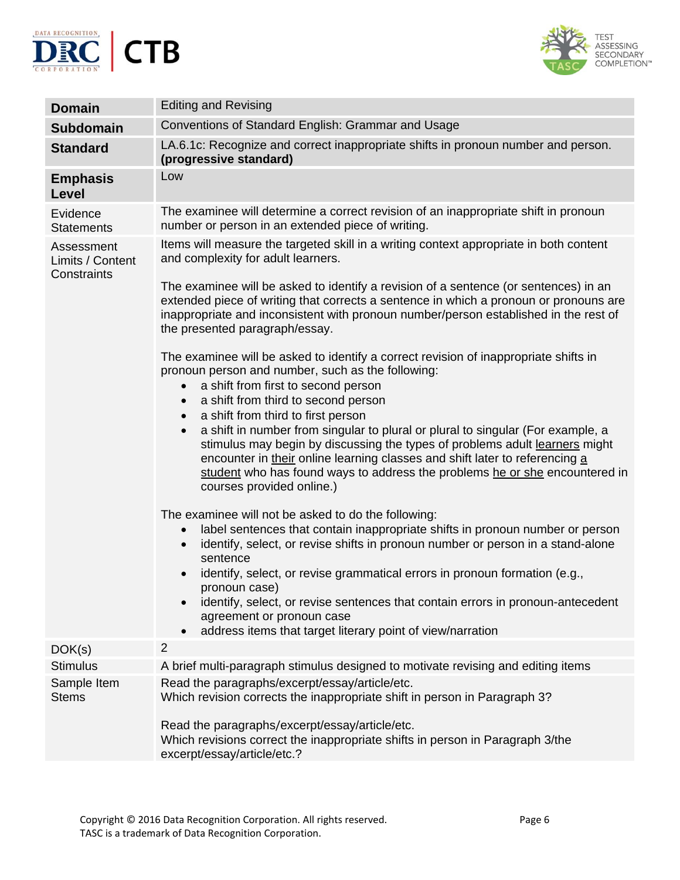| Domain | Editing and Revising |
| --- | --- |
| **Subdomain** | Conventions of Standard English: Grammar and Usage |
| **Standard** | LA.6.1c: Recognize and correct inappropriate shifts in pronoun number and person. **(progressive standard)** |
| **Emphasis Level** | Low |
| Evidence Statements | The examinee will determine a correct revision of an inappropriate shift in pronoun number or person in an extended piece of writing. |
| Assessment Limits / Content Constraints | Items will measure the targeted skill in a writing context appropriate in both content and complexity for adult learners.<br><br>The examinee will be asked to identify a revision of a sentence (or sentences) in an extended piece of writing that corrects a sentence in which a pronoun or pronouns are inappropriate and inconsistent with pronoun number/person established in the rest of the presented paragraph/essay.<br><br>The examinee will be asked to identify a correct revision of inappropriate shifts in pronoun person and number, such as the following:<br>• a shift from first to second person<br>• a shift from third to second person<br>• a shift from third to first person<br>• a shift in number from singular to plural or plural to singular (For example, a stimulus may begin by discussing the types of problems adult <u>learners</u> might encounter in <u>their</u> online learning classes and shift later to referencing <u>a student</u> who has found ways to address the problems <u>he or she</u> encountered in courses provided online.)<br><br>The examinee will not be asked to do the following:<br>• label sentences that contain inappropriate shifts in pronoun number or person<br>• identify, select, or revise shifts in pronoun number or person in a stand-alone sentence<br>• identify, select, or revise grammatical errors in pronoun formation (e.g., pronoun case)<br>• identify, select, or revise sentences that contain errors in pronoun-antecedent agreement or pronoun case<br>• address items that target literary point of view/narration |
| DOK(s) | 2 |
| Stimulus | A brief multi-paragraph stimulus designed to motivate revising and editing items |
| Sample Item Stems | Read the paragraphs/excerpt/essay/article/etc.<br>Which revision corrects the inappropriate shift in person in Paragraph 3?<br><br>Read the paragraphs/excerpt/essay/article/etc.<br>Which revisions correct the inappropriate shifts in person in Paragraph 3/the excerpt/essay/article/etc.? |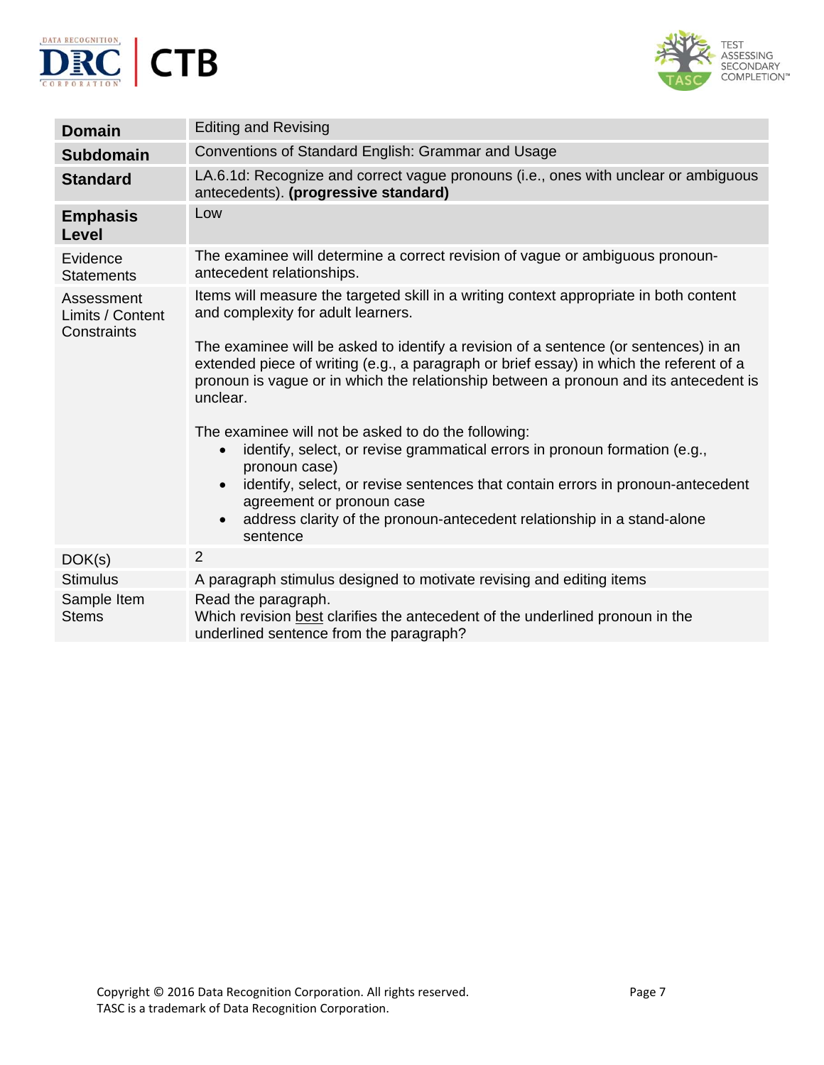| **Domain** | Editing and Revising |
|---|---|
| **Subdomain** | Conventions of Standard English: Grammar and Usage |
| **Standard** | LA.6.1d: Recognize and correct vague pronouns (i.e., ones with unclear or ambiguous antecedents). **(progressive standard)** |
| **Emphasis Level** | Low |
| Evidence Statements | The examinee will determine a correct revision of vague or ambiguous pronoun-antecedent relationships. |
| Assessment Limits / Content Constraints | Items will measure the targeted skill in a writing context appropriate in both content and complexity for adult learners.<br><br>The examinee will be asked to identify a revision of a sentence (or sentences) in an extended piece of writing (e.g., a paragraph or brief essay) in which the referent of a pronoun is vague or in which the relationship between a pronoun and its antecedent is unclear.<br><br>The examinee will not be asked to do the following:<br>• identify, select, or revise grammatical errors in pronoun formation (e.g., pronoun case)<br>• identify, select, or revise sentences that contain errors in pronoun-antecedent agreement or pronoun case<br>• address clarity of the pronoun-antecedent relationship in a stand-alone sentence |
| DOK(s) | 2 |
| Stimulus | A paragraph stimulus designed to motivate revising and editing items |
| Sample Item Stems | Read the paragraph.<br>Which revision <u>best</u> clarifies the antecedent of the underlined pronoun in the underlined sentence from the paragraph? |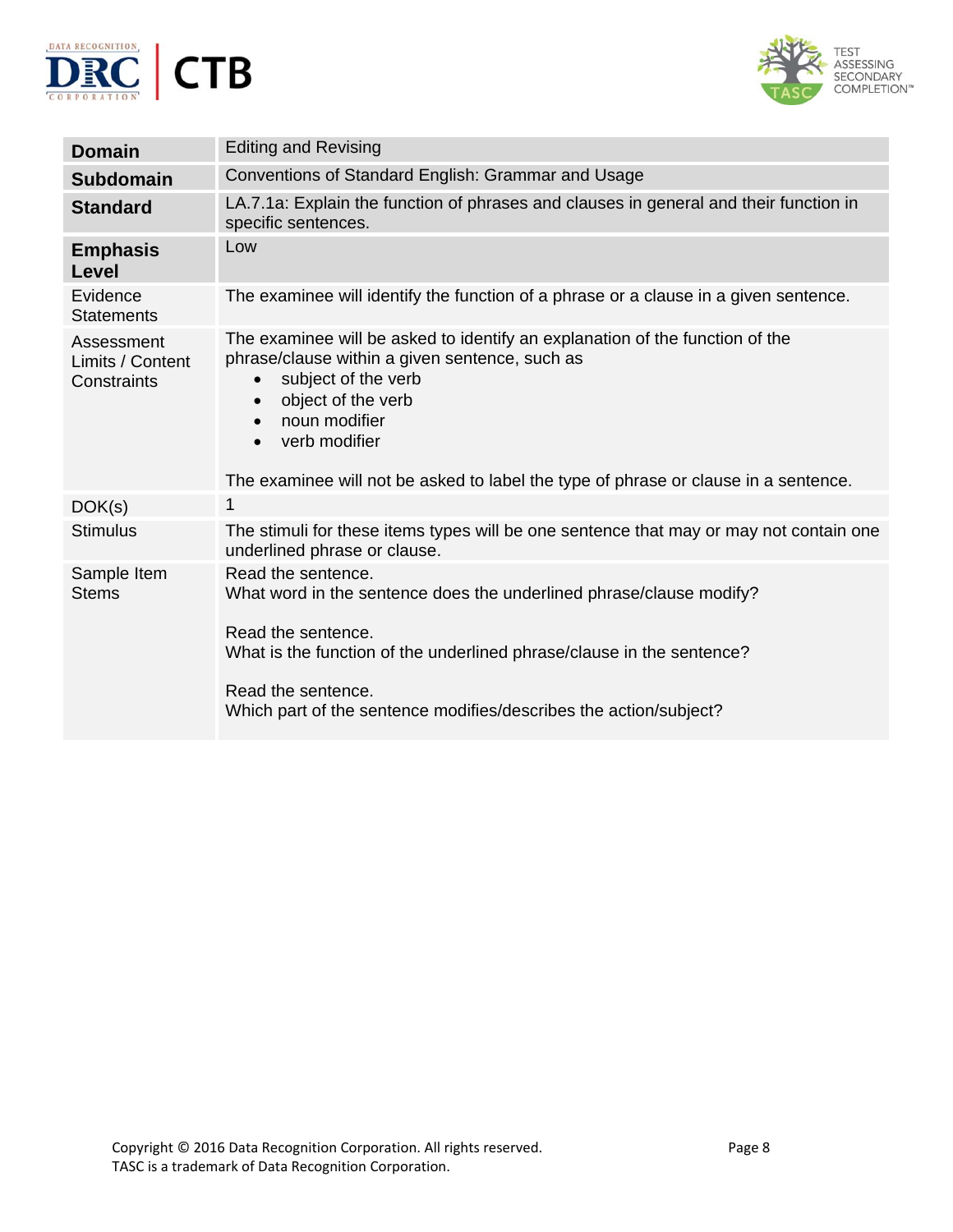| | |
|---|---|
| **Domain** | Editing and Revising |
| **Subdomain** | Conventions of Standard English: Grammar and Usage |
| **Standard** | LA.7.1a: Explain the function of phrases and clauses in general and their function in specific sentences. |
| **Emphasis Level** | Low |
| Evidence Statements | The examinee will identify the function of a phrase or a clause in a given sentence. |
| Assessment Limits / Content Constraints | The examinee will be asked to identify an explanation of the function of the phrase/clause within a given sentence, such as<br>• subject of the verb<br>• object of the verb<br>• noun modifier<br>• verb modifier<br><br>The examinee will not be asked to label the type of phrase or clause in a sentence. |
| DOK(s) | 1 |
| Stimulus | The stimuli for these items types will be one sentence that may or may not contain one underlined phrase or clause. |
| Sample Item Stems | Read the sentence.<br>What word in the sentence does the underlined phrase/clause modify?<br><br>Read the sentence.<br>What is the function of the underlined phrase/clause in the sentence?<br><br>Read the sentence.<br>Which part of the sentence modifies/describes the action/subject? |

Copyright © 2016 Data Recognition Corporation. All rights reserved.
TASC is a trademark of Data Recognition Corporation.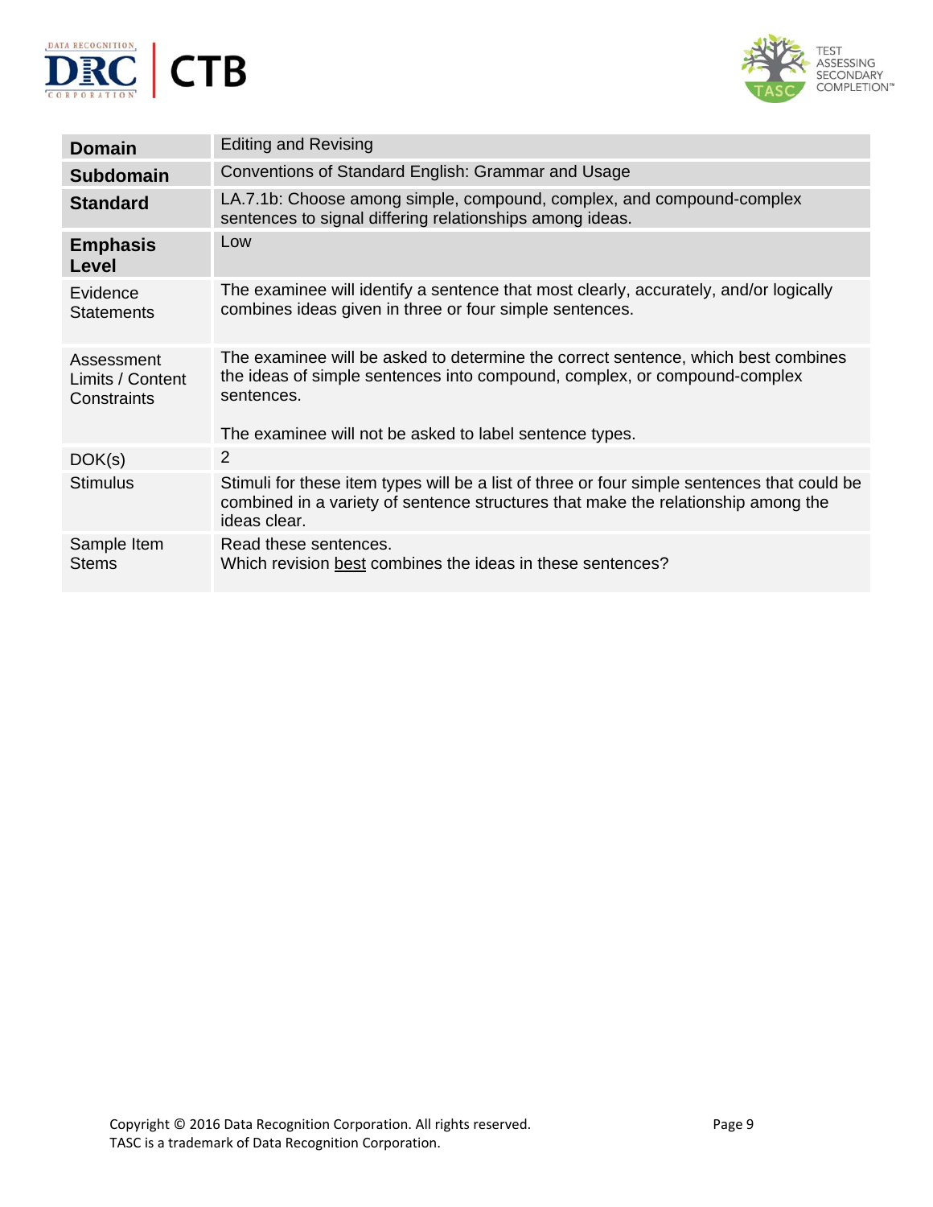| | |
|---|---|
| **Domain** | Editing and Revising |
| **Subdomain** | Conventions of Standard English: Grammar and Usage |
| **Standard** | LA.7.1b: Choose among simple, compound, complex, and compound-complex sentences to signal differing relationships among ideas. |
| **Emphasis Level** | Low |
| Evidence Statements | The examinee will identify a sentence that most clearly, accurately, and/or logically combines ideas given in three or four simple sentences. |
| Assessment Limits / Content Constraints | The examinee will be asked to determine the correct sentence, which best combines the ideas of simple sentences into compound, complex, or compound-complex sentences.<br><br>The examinee will not be asked to label sentence types. |
| DOK(s) | 2 |
| Stimulus | Stimuli for these item types will be a list of three or four simple sentences that could be combined in a variety of sentence structures that make the relationship among the ideas clear. |
| Sample Item Stems | Read these sentences.<br>Which revision <u>best</u> combines the ideas in these sentences? |

Copyright © 2016 Data Recognition Corporation. All rights reserved.
TASC is a trademark of Data Recognition Corporation.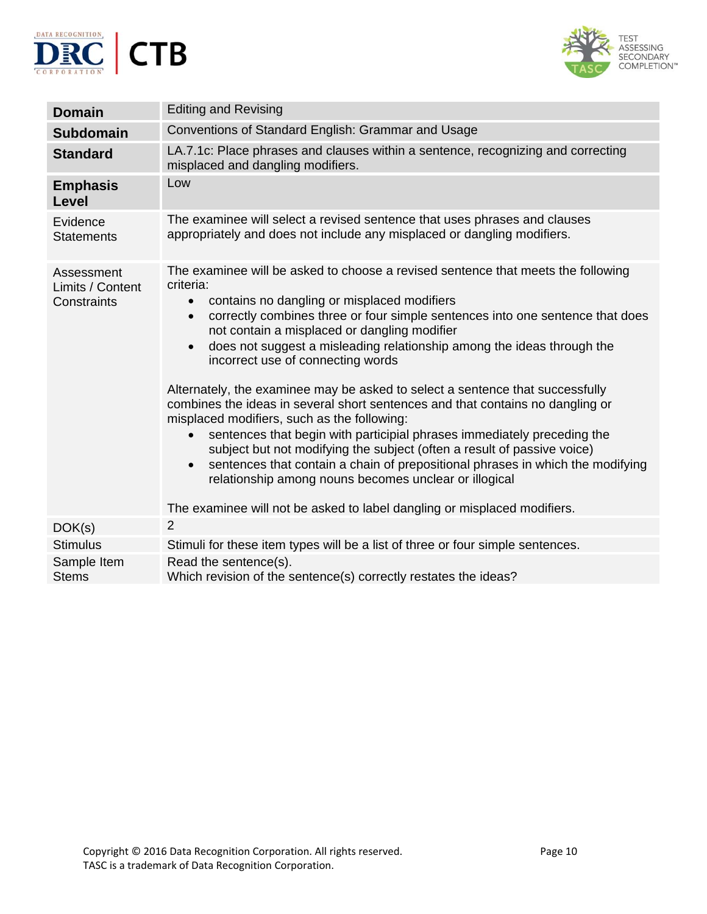| **Domain** | Editing and Revising |
| --- | --- |
| **Subdomain** | Conventions of Standard English: Grammar and Usage |
| **Standard** | LA.7.1c: Place phrases and clauses within a sentence, recognizing and correcting misplaced and dangling modifiers. |
| **Emphasis Level** | Low |
| Evidence Statements | The examinee will select a revised sentence that uses phrases and clauses appropriately and does not include any misplaced or dangling modifiers. |
| Assessment Limits / Content Constraints | The examinee will be asked to choose a revised sentence that meets the following criteria:<br>• contains no dangling or misplaced modifiers<br>• correctly combines three or four simple sentences into one sentence that does not contain a misplaced or dangling modifier<br>• does not suggest a misleading relationship among the ideas through the incorrect use of connecting words<br><br>Alternately, the examinee may be asked to select a sentence that successfully combines the ideas in several short sentences and that contains no dangling or misplaced modifiers, such as the following:<br>• sentences that begin with participial phrases immediately preceding the subject but not modifying the subject (often a result of passive voice)<br>• sentences that contain a chain of prepositional phrases in which the modifying relationship among nouns becomes unclear or illogical<br><br>The examinee will not be asked to label dangling or misplaced modifiers. |
| DOK(s) | 2 |
| Stimulus | Stimuli for these item types will be a list of three or four simple sentences. |
| Sample Item Stems | Read the sentence(s).<br>Which revision of the sentence(s) correctly restates the ideas? |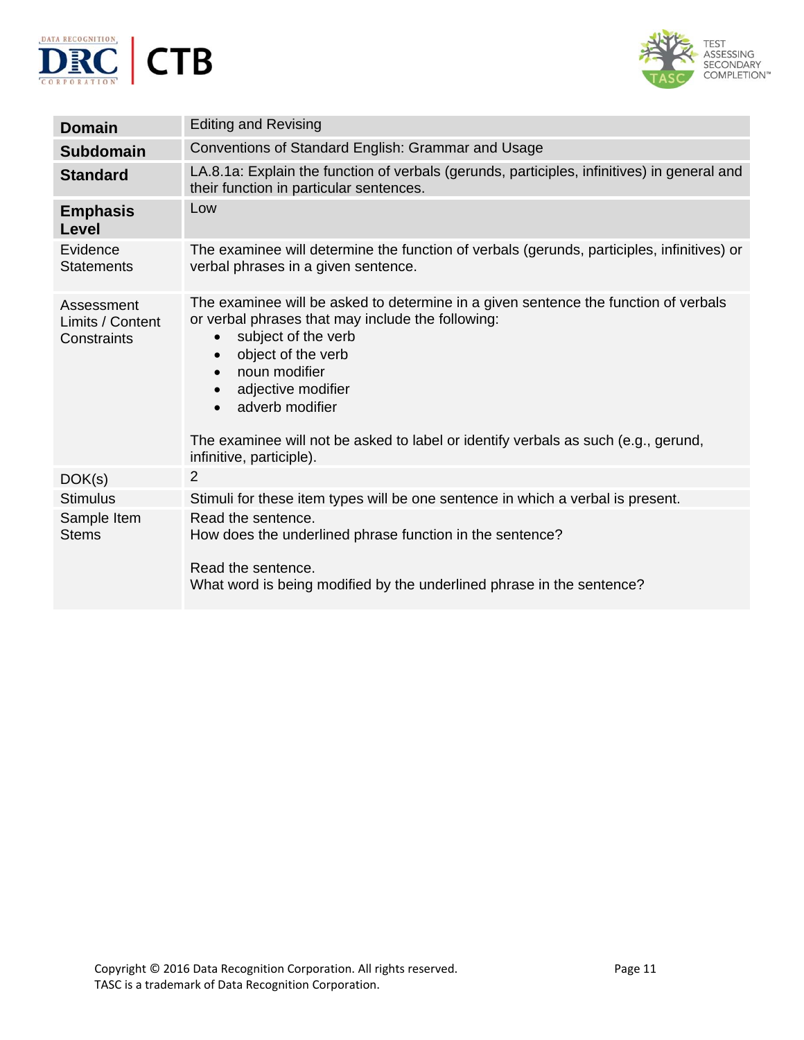| **Domain** | Editing and Revising |
|---|---|
| **Subdomain** | Conventions of Standard English: Grammar and Usage |
| **Standard** | LA.8.1a: Explain the function of verbals (gerunds, participles, infinitives) in general and their function in particular sentences. |
| **Emphasis Level** | Low |
| Evidence Statements | The examinee will determine the function of verbals (gerunds, participles, infinitives) or verbal phrases in a given sentence. |
| Assessment Limits / Content Constraints | The examinee will be asked to determine in a given sentence the function of verbals or verbal phrases that may include the following:<br>• subject of the verb<br>• object of the verb<br>• noun modifier<br>• adjective modifier<br>• adverb modifier<br><br>The examinee will not be asked to label or identify verbals as such (e.g., gerund, infinitive, participle). |
| DOK(s) | 2 |
| Stimulus | Stimuli for these item types will be one sentence in which a verbal is present. |
| Sample Item Stems | Read the sentence.<br>How does the underlined phrase function in the sentence?<br><br>Read the sentence.<br>What word is being modified by the underlined phrase in the sentence? |

Copyright © 2016 Data Recognition Corporation. All rights reserved.
TASC is a trademark of Data Recognition Corporation.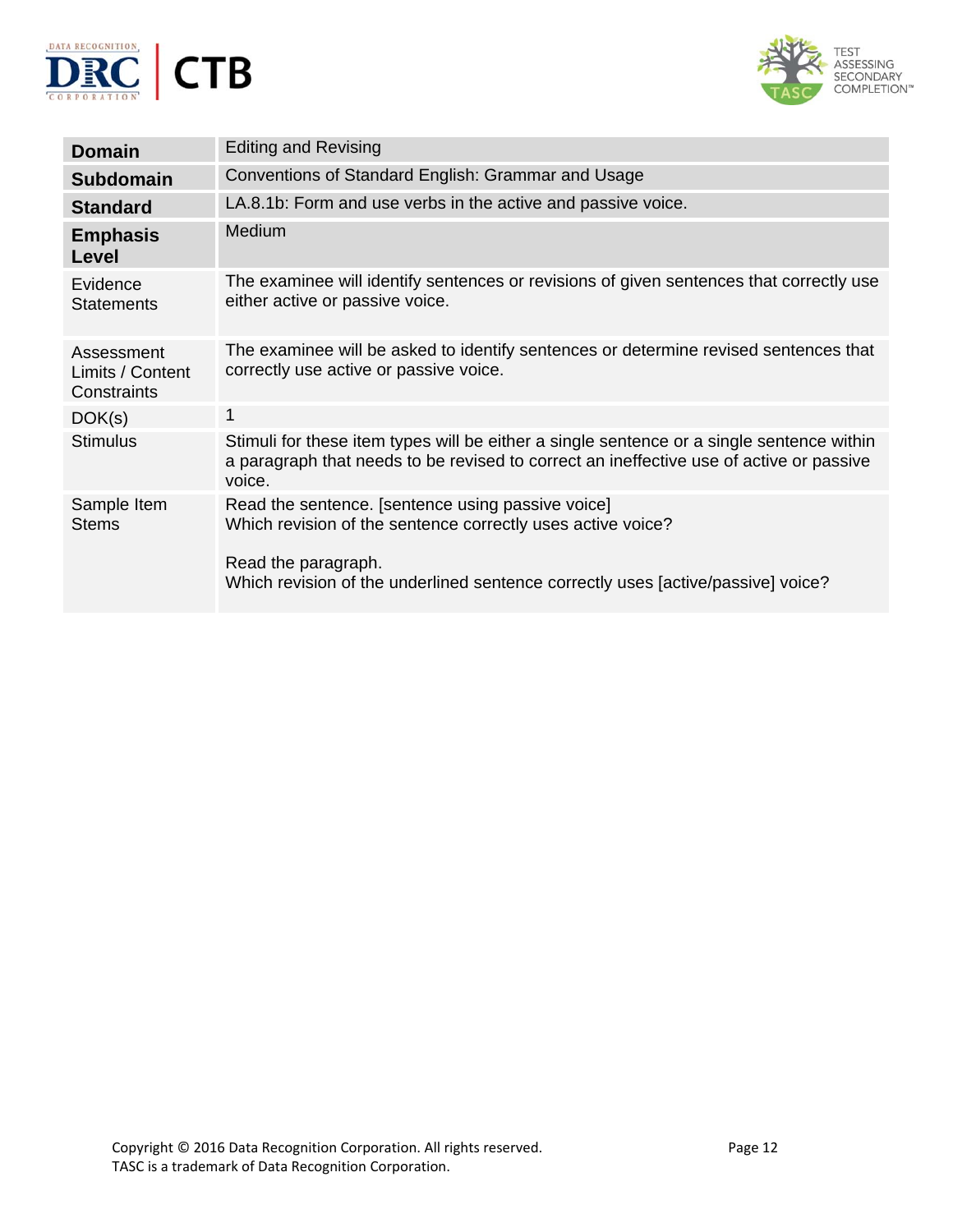| **Domain** | Editing and Revising |
|---|---|
| **Subdomain** | Conventions of Standard English: Grammar and Usage |
| **Standard** | LA.8.1b: Form and use verbs in the active and passive voice. |
| **Emphasis Level** | Medium |
| Evidence Statements | The examinee will identify sentences or revisions of given sentences that correctly use either active or passive voice. |
| Assessment Limits / Content Constraints | The examinee will be asked to identify sentences or determine revised sentences that correctly use active or passive voice. |
| DOK(s) | 1 |
| Stimulus | Stimuli for these item types will be either a single sentence or a single sentence within a paragraph that needs to be revised to correct an ineffective use of active or passive voice. |
| Sample Item Stems | Read the sentence. [sentence using passive voice]<br>Which revision of the sentence correctly uses active voice?<br><br>Read the paragraph.<br>Which revision of the underlined sentence correctly uses [active/passive] voice? |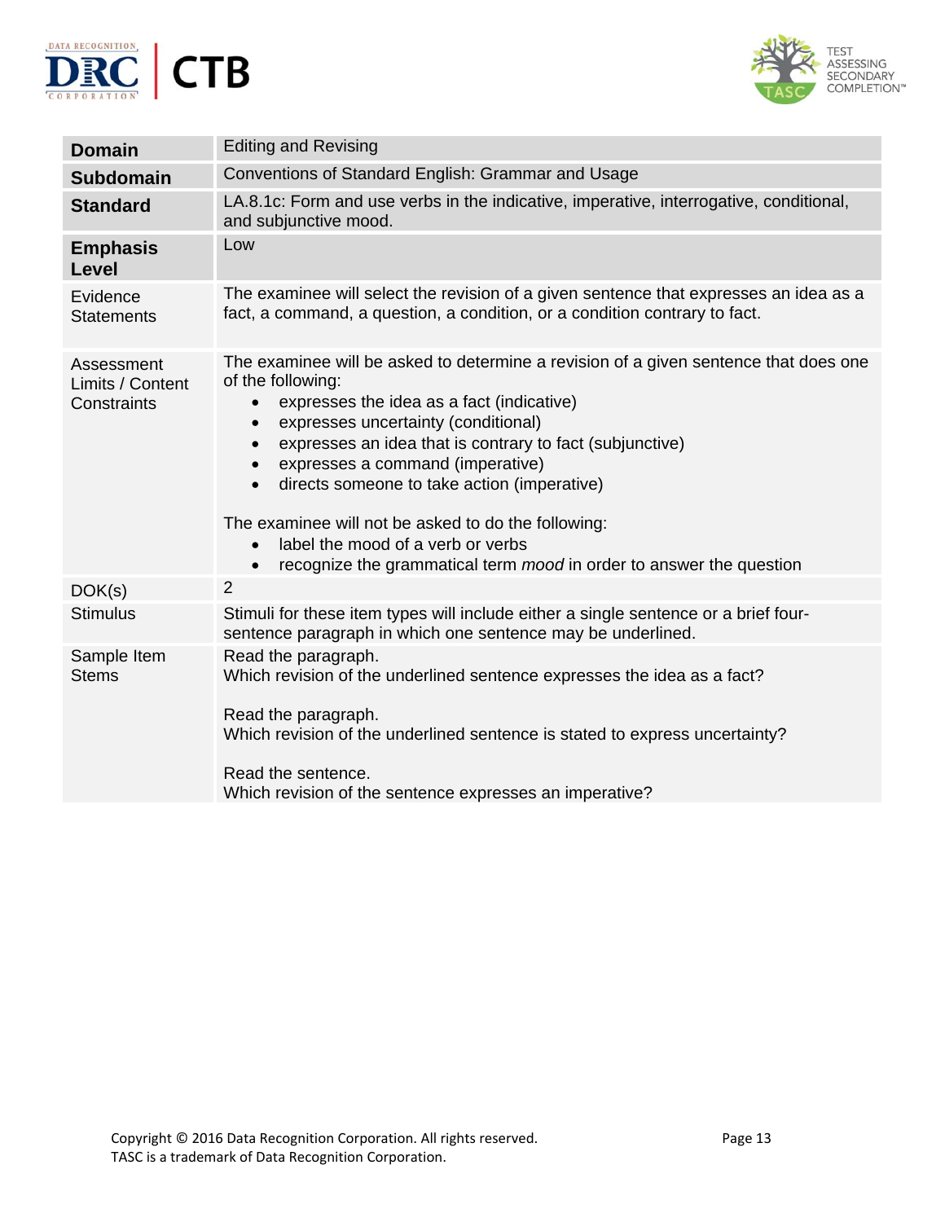| | |
|---|---|
| **Domain** | Editing and Revising |
| **Subdomain** | Conventions of Standard English: Grammar and Usage |
| **Standard** | LA.8.1c: Form and use verbs in the indicative, imperative, interrogative, conditional, and subjunctive mood. |
| **Emphasis Level** | Low |
| Evidence Statements | The examinee will select the revision of a given sentence that expresses an idea as a fact, a command, a question, a condition, or a condition contrary to fact. |
| Assessment Limits / Content Constraints | The examinee will be asked to determine a revision of a given sentence that does one of the following:<br>• expresses the idea as a fact (indicative)<br>• expresses uncertainty (conditional)<br>• expresses an idea that is contrary to fact (subjunctive)<br>• expresses a command (imperative)<br>• directs someone to take action (imperative)<br><br>The examinee will not be asked to do the following:<br>• label the mood of a verb or verbs<br>• recognize the grammatical term *mood* in order to answer the question |
| DOK(s) | 2 |
| Stimulus | Stimuli for these item types will include either a single sentence or a brief four-sentence paragraph in which one sentence may be underlined. |
| Sample Item Stems | Read the paragraph.<br>Which revision of the underlined sentence expresses the idea as a fact?<br><br>Read the paragraph.<br>Which revision of the underlined sentence is stated to express uncertainty?<br><br>Read the sentence.<br>Which revision of the sentence expresses an imperative? |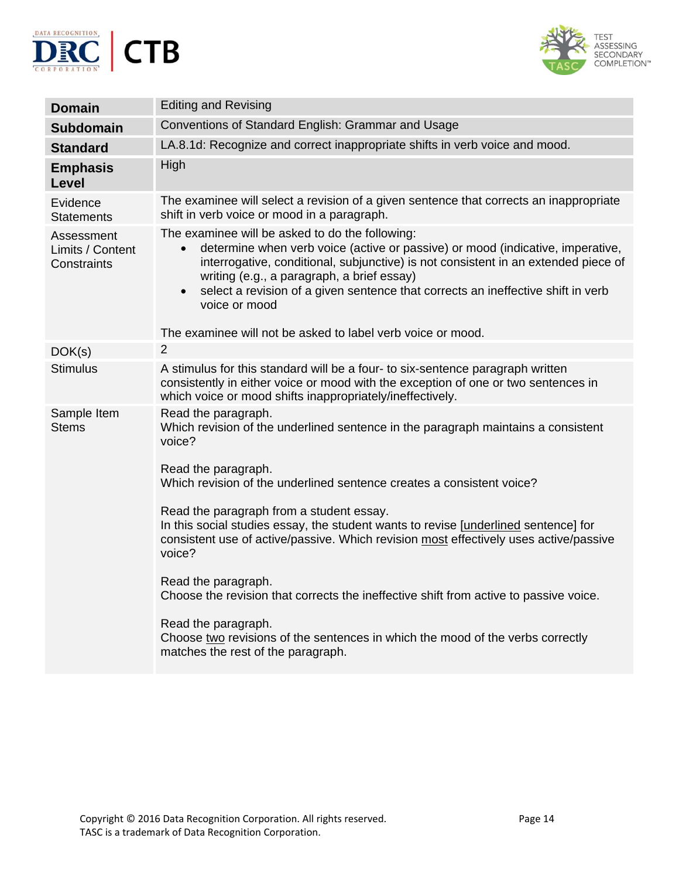| **Domain** | Editing and Revising |
|---|---|
| **Subdomain** | Conventions of Standard English: Grammar and Usage |
| **Standard** | LA.8.1d: Recognize and correct inappropriate shifts in verb voice and mood. |
| **Emphasis Level** | High |
| Evidence Statements | The examinee will select a revision of a given sentence that corrects an inappropriate shift in verb voice or mood in a paragraph. |
| Assessment Limits / Content Constraints | The examinee will be asked to do the following:<br>• determine when verb voice (active or passive) or mood (indicative, imperative, interrogative, conditional, subjunctive) is not consistent in an extended piece of writing (e.g., a paragraph, a brief essay)<br>• select a revision of a given sentence that corrects an ineffective shift in verb voice or mood<br><br>The examinee will not be asked to label verb voice or mood. |
| DOK(s) | 2 |
| Stimulus | A stimulus for this standard will be a four- to six-sentence paragraph written consistently in either voice or mood with the exception of one or two sentences in which voice or mood shifts inappropriately/ineffectively. |
| Sample Item Stems | Read the paragraph.<br>Which revision of the underlined sentence in the paragraph maintains a consistent voice?<br><br>Read the paragraph.<br>Which revision of the underlined sentence creates a consistent voice?<br><br>Read the paragraph from a student essay.<br>In this social studies essay, the student wants to revise [<u>underlined</u> sentence] for consistent use of active/passive. Which revision <u>most</u> effectively uses active/passive voice?<br><br>Read the paragraph.<br>Choose the revision that corrects the ineffective shift from active to passive voice.<br><br>Read the paragraph.<br>Choose <u>two</u> revisions of the sentences in which the mood of the verbs correctly matches the rest of the paragraph. |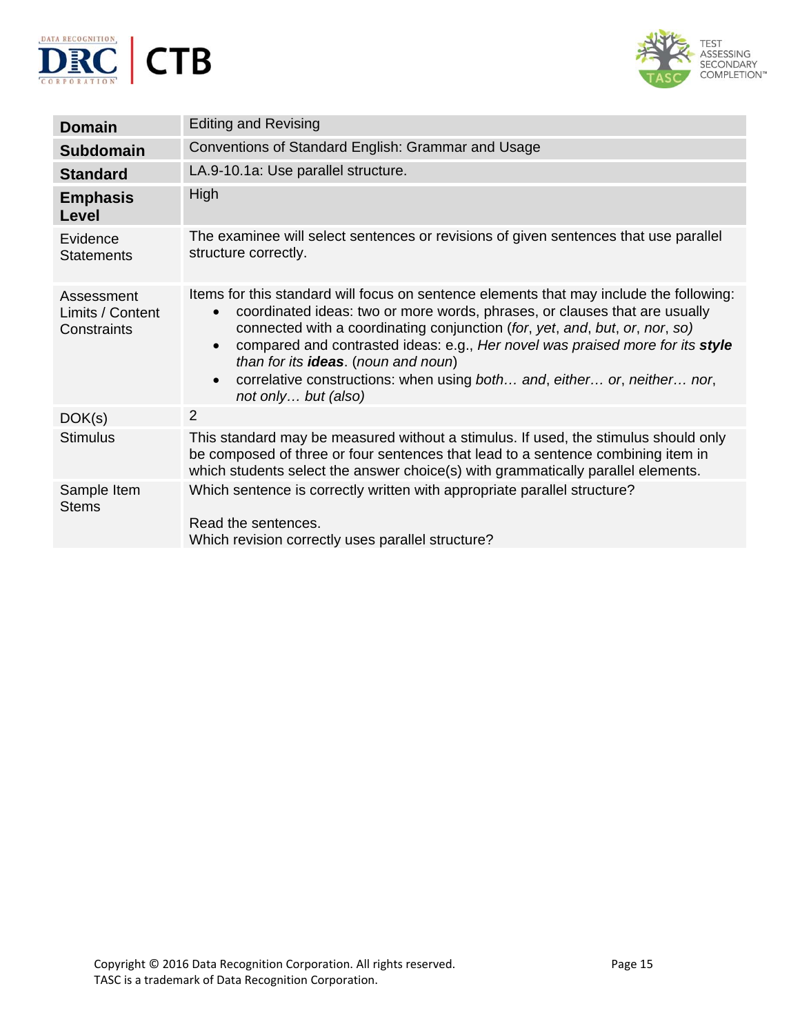| **Domain** | Editing and Revising |
|---|---|
| **Subdomain** | Conventions of Standard English: Grammar and Usage |
| **Standard** | LA.9-10.1a: Use parallel structure. |
| **Emphasis Level** | High |
| Evidence Statements | The examinee will select sentences or revisions of given sentences that use parallel structure correctly. |
| Assessment Limits / Content Constraints | Items for this standard will focus on sentence elements that may include the following: <br>• coordinated ideas: two or more words, phrases, or clauses that are usually connected with a coordinating conjunction (*for*, *yet*, *and*, *but*, *or*, *nor*, *so)* <br>• compared and contrasted ideas: e.g., *Her novel was praised more for its* ***style*** *than for its* ***ideas***. (*noun and noun*) <br>• correlative constructions: when using *both… and*, *either… or*, *neither… nor*, *not only… but (also)* |
| DOK(s) | 2 |
| Stimulus | This standard may be measured without a stimulus. If used, the stimulus should only be composed of three or four sentences that lead to a sentence combining item in which students select the answer choice(s) with grammatically parallel elements. |
| Sample Item Stems | Which sentence is correctly written with appropriate parallel structure? <br><br>Read the sentences. <br>Which revision correctly uses parallel structure? |

Copyright © 2016 Data Recognition Corporation. All rights reserved.
TASC is a trademark of Data Recognition Corporation.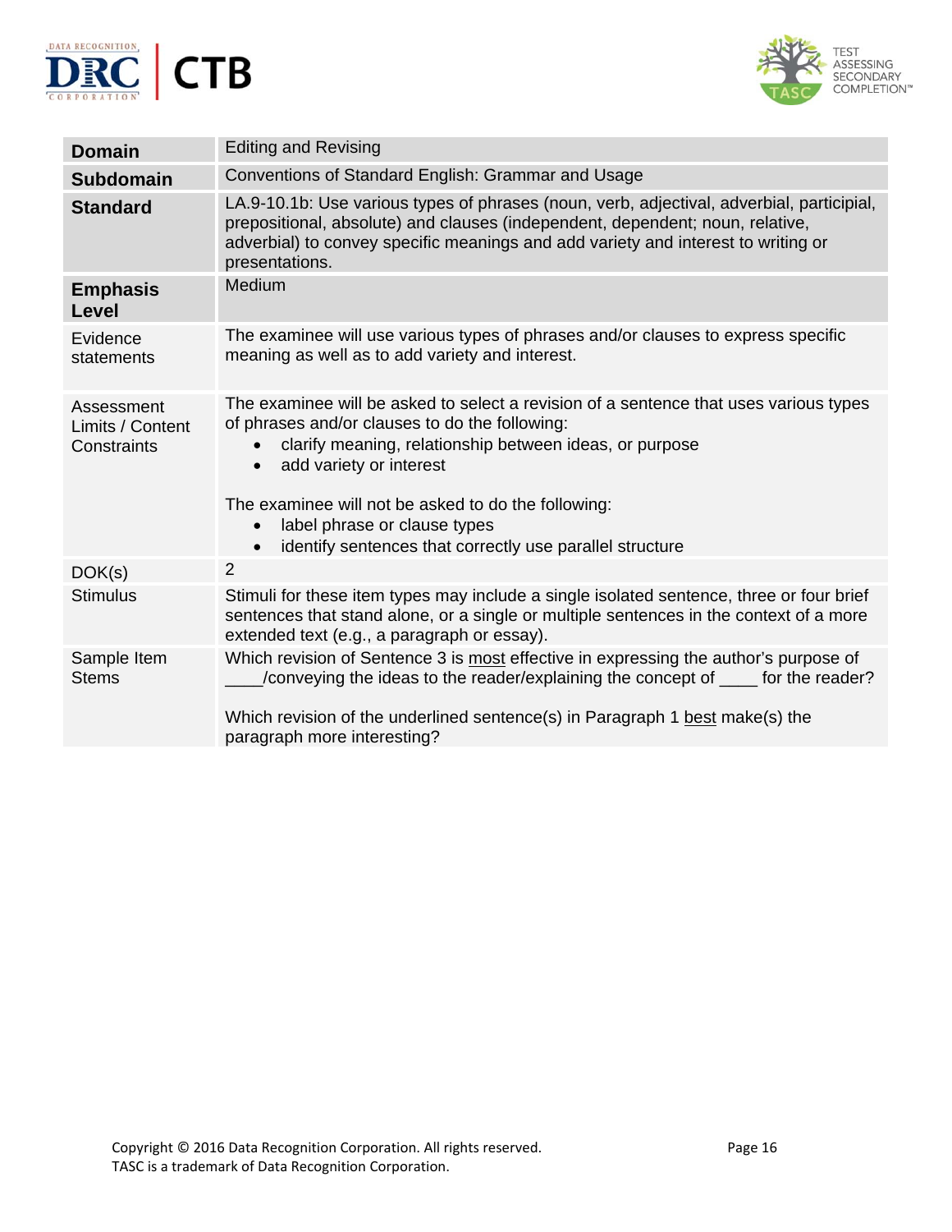| **Domain** | Editing and Revising |
|---|---|
| **Subdomain** | Conventions of Standard English: Grammar and Usage |
| **Standard** | LA.9-10.1b: Use various types of phrases (noun, verb, adjectival, adverbial, participial, prepositional, absolute) and clauses (independent, dependent; noun, relative, adverbial) to convey specific meanings and add variety and interest to writing or presentations. |
| **Emphasis Level** | Medium |
| Evidence statements | The examinee will use various types of phrases and/or clauses to express specific meaning as well as to add variety and interest. |
| Assessment Limits / Content Constraints | The examinee will be asked to select a revision of a sentence that uses various types of phrases and/or clauses to do the following:<br>• clarify meaning, relationship between ideas, or purpose<br>• add variety or interest<br><br>The examinee will not be asked to do the following:<br>• label phrase or clause types<br>• identify sentences that correctly use parallel structure |
| DOK(s) | 2 |
| Stimulus | Stimuli for these item types may include a single isolated sentence, three or four brief sentences that stand alone, or a single or multiple sentences in the context of a more extended text (e.g., a paragraph or essay). |
| Sample Item Stems | Which revision of Sentence 3 is <u>most</u> effective in expressing the author's purpose of ____/conveying the ideas to the reader/explaining the concept of ____ for the reader?<br><br>Which revision of the underlined sentence(s) in Paragraph 1 <u>best</u> make(s) the paragraph more interesting? |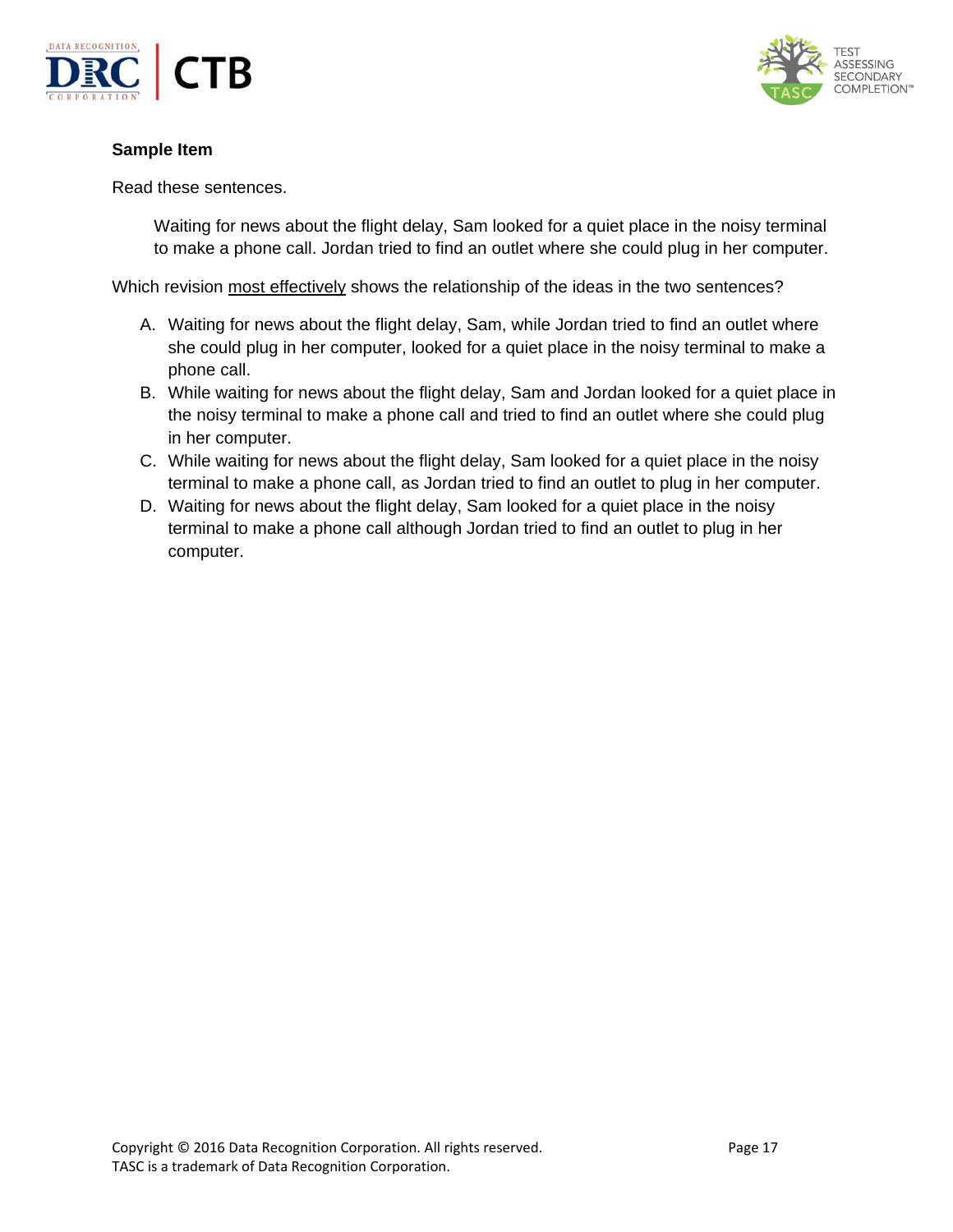**Sample Item**

Read these sentences.

> Waiting for news about the flight delay, Sam looked for a quiet place in the noisy terminal to make a phone call. Jordan tried to find an outlet where she could plug in her computer.

Which revision <u>most effectively</u> shows the relationship of the ideas in the two sentences?

A. Waiting for news about the flight delay, Sam, while Jordan tried to find an outlet where she could plug in her computer, looked for a quiet place in the noisy terminal to make a phone call.

B. While waiting for news about the flight delay, Sam and Jordan looked for a quiet place in the noisy terminal to make a phone call and tried to find an outlet where she could plug in her computer.

C. While waiting for news about the flight delay, Sam looked for a quiet place in the noisy terminal to make a phone call, as Jordan tried to find an outlet to plug in her computer.

D. Waiting for news about the flight delay, Sam looked for a quiet place in the noisy terminal to make a phone call although Jordan tried to find an outlet to plug in her computer.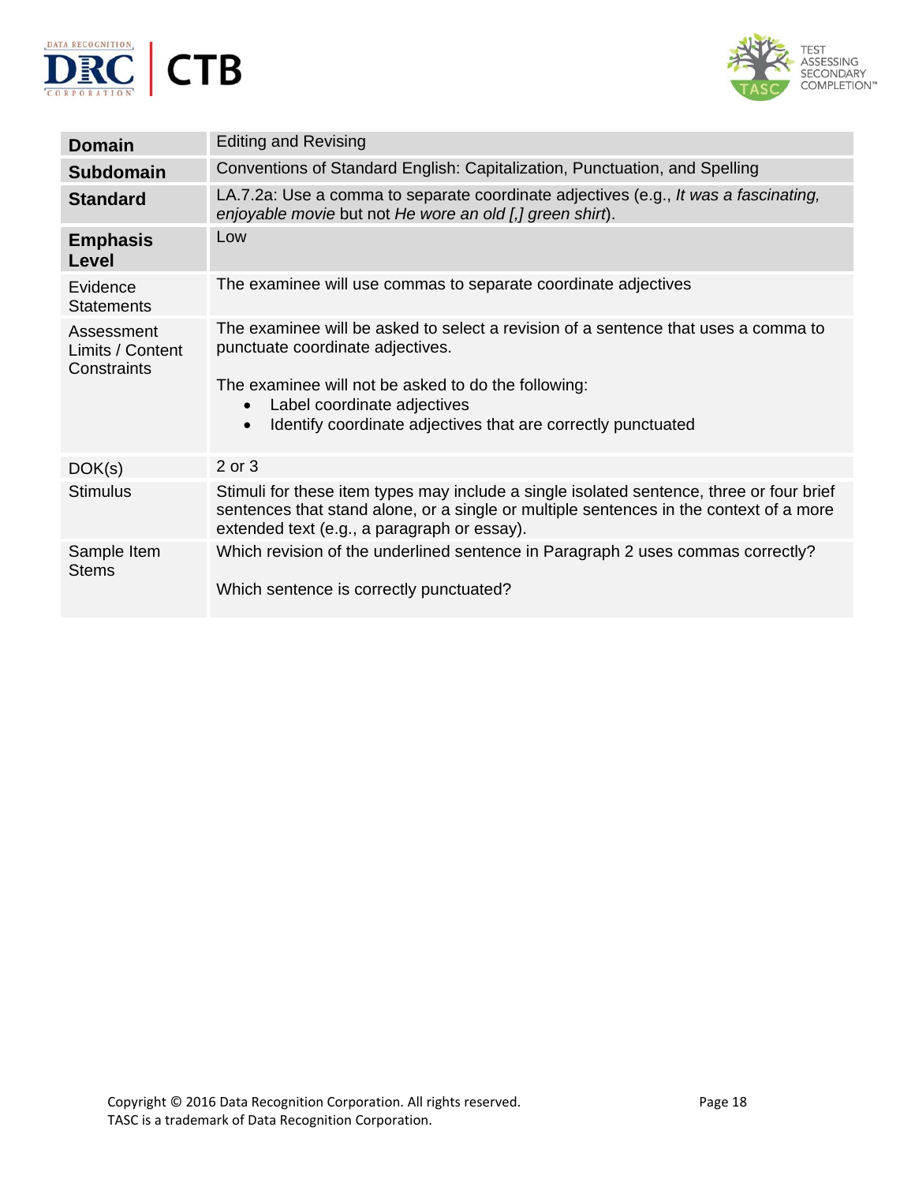| | |
|---|---|
| **Domain** | Editing and Revising |
| **Subdomain** | Conventions of Standard English: Capitalization, Punctuation, and Spelling |
| **Standard** | LA.7.2a: Use a comma to separate coordinate adjectives (e.g., *It was a fascinating, enjoyable movie* but not *He wore an old [,] green shirt*). |
| **Emphasis Level** | Low |
| Evidence Statements | The examinee will use commas to separate coordinate adjectives |
| Assessment Limits / Content Constraints | The examinee will be asked to select a revision of a sentence that uses a comma to punctuate coordinate adjectives.<br><br>The examinee will not be asked to do the following:<br>• Label coordinate adjectives<br>• Identify coordinate adjectives that are correctly punctuated |
| DOK(s) | 2 or 3 |
| Stimulus | Stimuli for these item types may include a single isolated sentence, three or four brief sentences that stand alone, or a single or multiple sentences in the context of a more extended text (e.g., a paragraph or essay). |
| Sample Item Stems | Which revision of the underlined sentence in Paragraph 2 uses commas correctly?<br><br>Which sentence is correctly punctuated? |

Copyright © 2016 Data Recognition Corporation. All rights reserved.
TASC is a trademark of Data Recognition Corporation.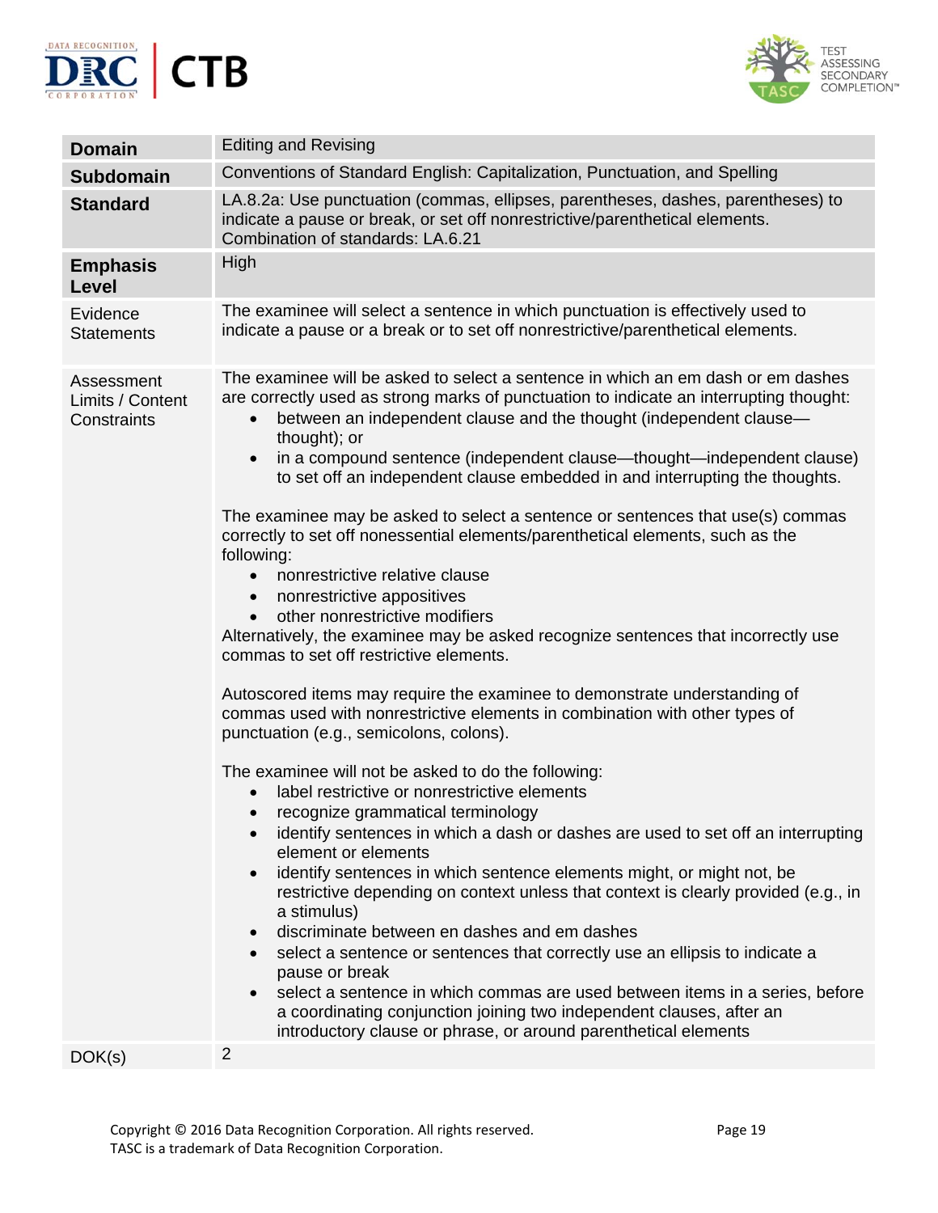| | |
|---|---|
| **Domain** | Editing and Revising |
| **Subdomain** | Conventions of Standard English: Capitalization, Punctuation, and Spelling |
| **Standard** | LA.8.2a: Use punctuation (commas, ellipses, parentheses, dashes, parentheses) to indicate a pause or break, or set off nonrestrictive/parenthetical elements. Combination of standards: LA.6.21 |
| **Emphasis Level** | High |
| Evidence Statements | The examinee will select a sentence in which punctuation is effectively used to indicate a pause or a break or to set off nonrestrictive/parenthetical elements. |
| Assessment Limits / Content Constraints | The examinee will be asked to select a sentence in which an em dash or em dashes are correctly used as strong marks of punctuation to indicate an interrupting thought:<br>• between an independent clause and the thought (independent clause—thought); or<br>• in a compound sentence (independent clause—thought—independent clause) to set off an independent clause embedded in and interrupting the thoughts.<br><br>The examinee may be asked to select a sentence or sentences that use(s) commas correctly to set off nonessential elements/parenthetical elements, such as the following:<br>• nonrestrictive relative clause<br>• nonrestrictive appositives<br>• other nonrestrictive modifiers<br>Alternatively, the examinee may be asked recognize sentences that incorrectly use commas to set off restrictive elements.<br><br>Autoscored items may require the examinee to demonstrate understanding of commas used with nonrestrictive elements in combination with other types of punctuation (e.g., semicolons, colons).<br><br>The examinee will not be asked to do the following:<br>• label restrictive or nonrestrictive elements<br>• recognize grammatical terminology<br>• identify sentences in which a dash or dashes are used to set off an interrupting element or elements<br>• identify sentences in which sentence elements might, or might not, be restrictive depending on context unless that context is clearly provided (e.g., in a stimulus)<br>• discriminate between en dashes and em dashes<br>• select a sentence or sentences that correctly use an ellipsis to indicate a pause or break<br>• select a sentence in which commas are used between items in a series, before a coordinating conjunction joining two independent clauses, after an introductory clause or phrase, or around parenthetical elements |
| DOK(s) | 2 |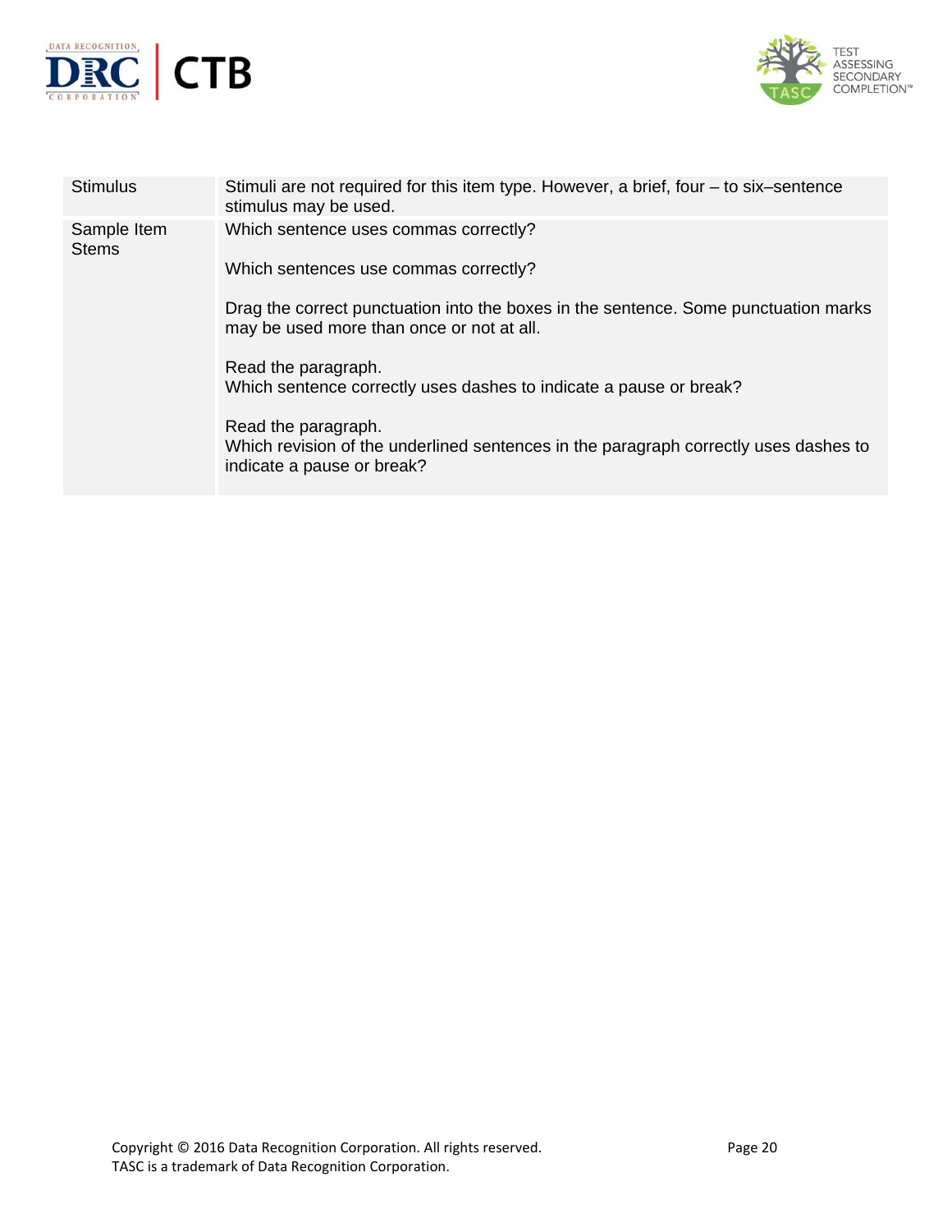| Stimulus | Stimuli are not required for this item type. However, a brief, four – to six–sentence stimulus may be used. |
|---|---|
| Sample Item Stems | Which sentence uses commas correctly?<br><br>Which sentences use commas correctly?<br><br>Drag the correct punctuation into the boxes in the sentence. Some punctuation marks may be used more than once or not at all.<br><br>Read the paragraph.<br>Which sentence correctly uses dashes to indicate a pause or break?<br><br>Read the paragraph.<br>Which revision of the underlined sentences in the paragraph correctly uses dashes to indicate a pause or break? |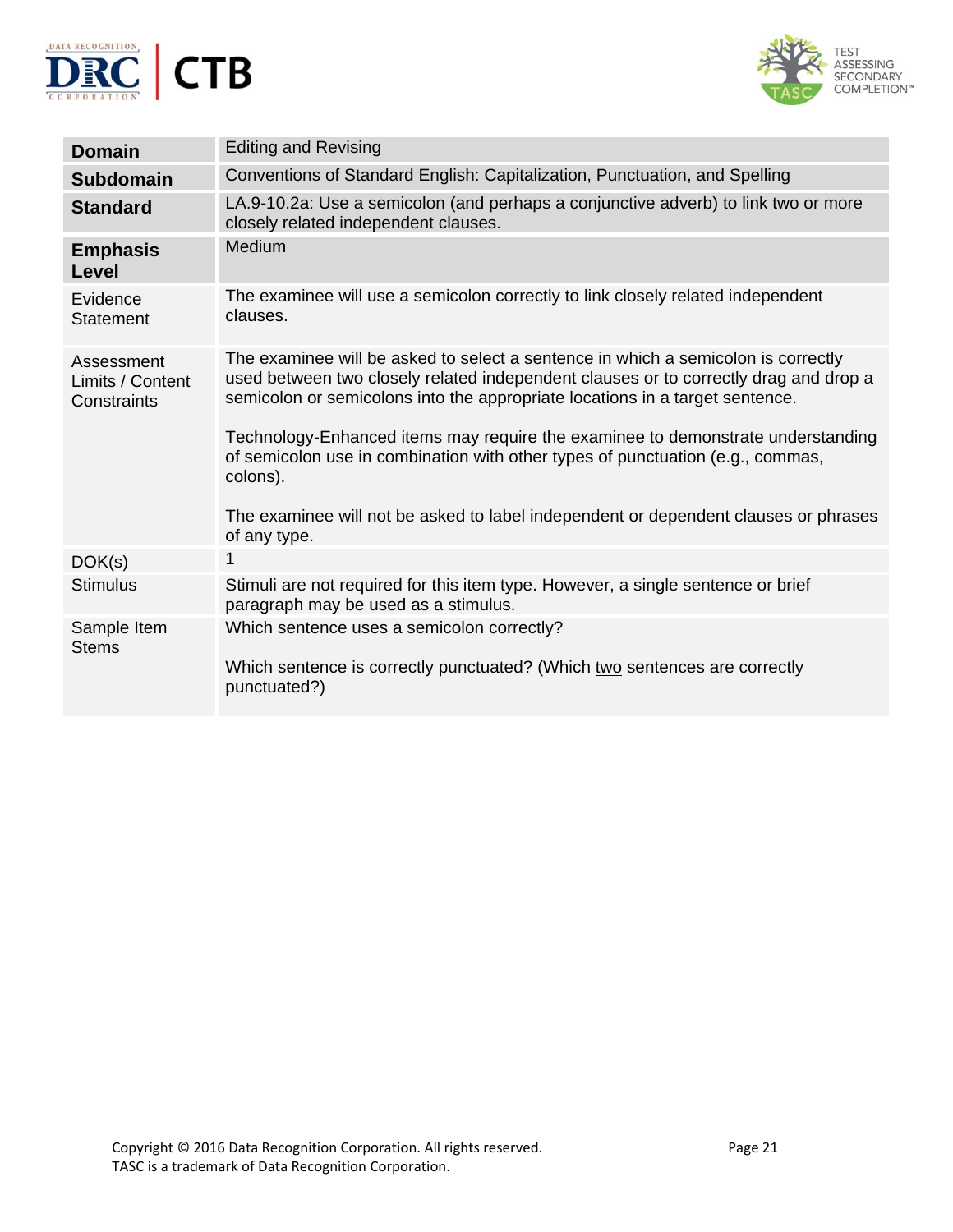| **Domain** | Editing and Revising |
|---|---|
| **Subdomain** | Conventions of Standard English: Capitalization, Punctuation, and Spelling |
| **Standard** | LA.9-10.2a: Use a semicolon (and perhaps a conjunctive adverb) to link two or more closely related independent clauses. |
| **Emphasis Level** | Medium |
| Evidence Statement | The examinee will use a semicolon correctly to link closely related independent clauses. |
| Assessment Limits / Content Constraints | The examinee will be asked to select a sentence in which a semicolon is correctly used between two closely related independent clauses or to correctly drag and drop a semicolon or semicolons into the appropriate locations in a target sentence.<br><br>Technology-Enhanced items may require the examinee to demonstrate understanding of semicolon use in combination with other types of punctuation (e.g., commas, colons).<br><br>The examinee will not be asked to label independent or dependent clauses or phrases of any type. |
| DOK(s) | 1 |
| Stimulus | Stimuli are not required for this item type. However, a single sentence or brief paragraph may be used as a stimulus. |
| Sample Item Stems | Which sentence uses a semicolon correctly?<br><br>Which sentence is correctly punctuated? (Which <u>two</u> sentences are correctly punctuated?) |

Copyright © 2016 Data Recognition Corporation. All rights reserved.
TASC is a trademark of Data Recognition Corporation.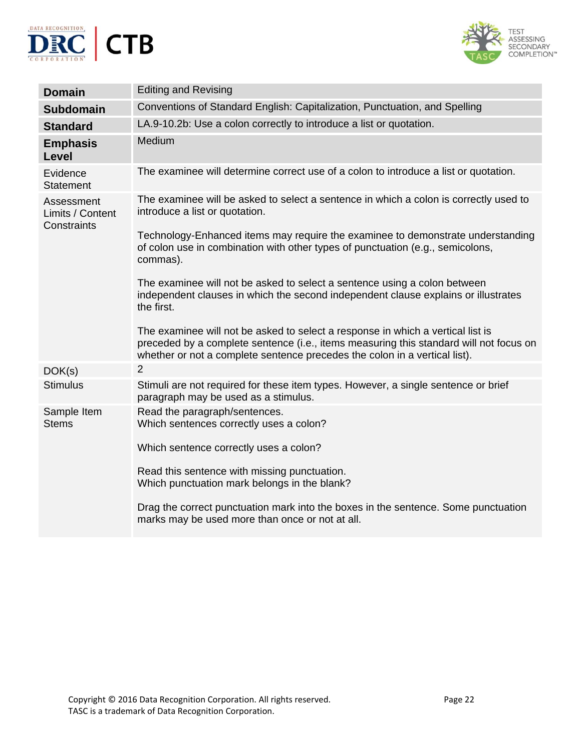| **Domain** | Editing and Revising |
|---|---|
| **Subdomain** | Conventions of Standard English: Capitalization, Punctuation, and Spelling |
| **Standard** | LA.9-10.2b: Use a colon correctly to introduce a list or quotation. |
| **Emphasis Level** | Medium |
| Evidence Statement | The examinee will determine correct use of a colon to introduce a list or quotation. |
| Assessment Limits / Content Constraints | The examinee will be asked to select a sentence in which a colon is correctly used to introduce a list or quotation.<br><br>Technology-Enhanced items may require the examinee to demonstrate understanding of colon use in combination with other types of punctuation (e.g., semicolons, commas).<br><br>The examinee will not be asked to select a sentence using a colon between independent clauses in which the second independent clause explains or illustrates the first.<br><br>The examinee will not be asked to select a response in which a vertical list is preceded by a complete sentence (i.e., items measuring this standard will not focus on whether or not a complete sentence precedes the colon in a vertical list). |
| DOK(s) | 2 |
| Stimulus | Stimuli are not required for these item types. However, a single sentence or brief paragraph may be used as a stimulus. |
| Sample Item Stems | Read the paragraph/sentences.<br>Which sentences correctly uses a colon?<br><br>Which sentence correctly uses a colon?<br><br>Read this sentence with missing punctuation.<br>Which punctuation mark belongs in the blank?<br><br>Drag the correct punctuation mark into the boxes in the sentence. Some punctuation marks may be used more than once or not at all. |

Copyright © 2016 Data Recognition Corporation. All rights reserved.
TASC is a trademark of Data Recognition Corporation.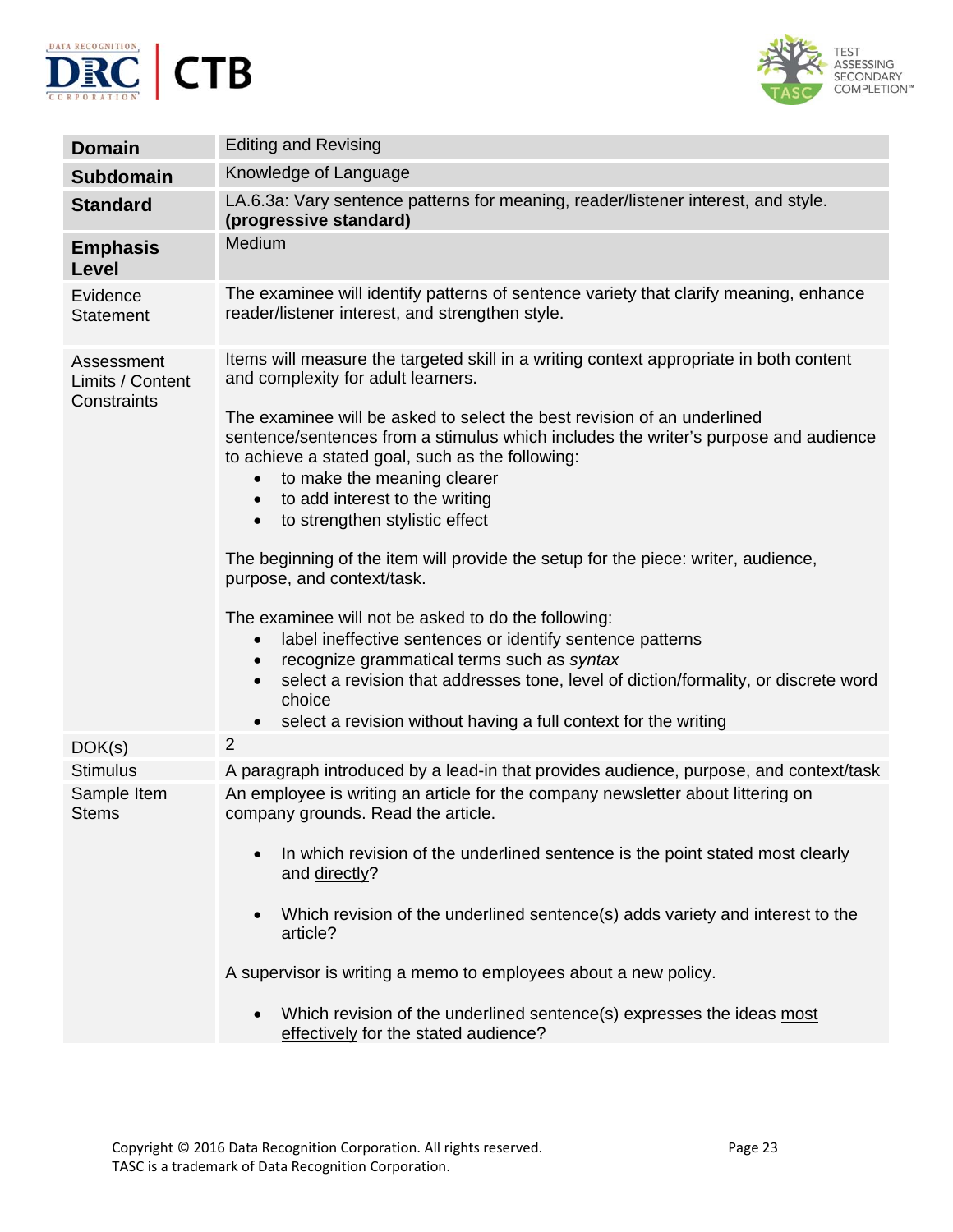| **Domain** | Editing and Revising |
|---|---|
| **Subdomain** | Knowledge of Language |
| **Standard** | LA.6.3a: Vary sentence patterns for meaning, reader/listener interest, and style. **(progressive standard)** |
| **Emphasis Level** | Medium |
| Evidence Statement | The examinee will identify patterns of sentence variety that clarify meaning, enhance reader/listener interest, and strengthen style. |
| Assessment Limits / Content Constraints | Items will measure the targeted skill in a writing context appropriate in both content and complexity for adult learners.<br><br>The examinee will be asked to select the best revision of an underlined sentence/sentences from a stimulus which includes the writer's purpose and audience to achieve a stated goal, such as the following:<br>• to make the meaning clearer<br>• to add interest to the writing<br>• to strengthen stylistic effect<br><br>The beginning of the item will provide the setup for the piece: writer, audience, purpose, and context/task.<br><br>The examinee will not be asked to do the following:<br>• label ineffective sentences or identify sentence patterns<br>• recognize grammatical terms such as *syntax*<br>• select a revision that addresses tone, level of diction/formality, or discrete word choice<br>• select a revision without having a full context for the writing |
| DOK(s) | 2 |
| Stimulus | A paragraph introduced by a lead-in that provides audience, purpose, and context/task |
| Sample Item Stems | An employee is writing an article for the company newsletter about littering on company grounds. Read the article.<br><br>• In which revision of the underlined sentence is the point stated <u>most clearly</u> and <u>directly</u>?<br><br>• Which revision of the underlined sentence(s) adds variety and interest to the article?<br><br>A supervisor is writing a memo to employees about a new policy.<br><br>• Which revision of the underlined sentence(s) expresses the ideas <u>most effectively</u> for the stated audience? |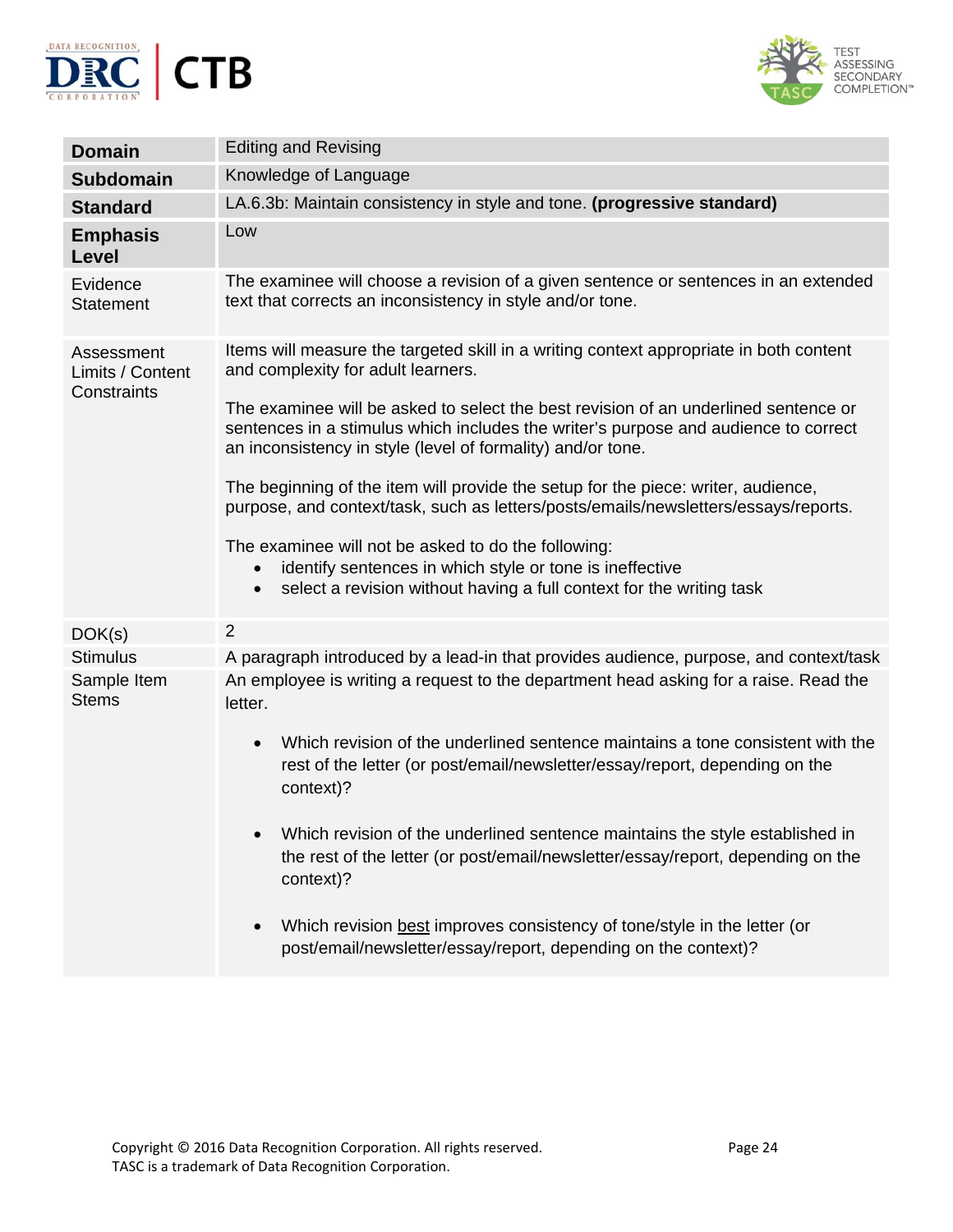| | |
|---|---|
| **Domain** | Editing and Revising |
| **Subdomain** | Knowledge of Language |
| **Standard** | LA.6.3b: Maintain consistency in style and tone. **(progressive standard)** |
| **Emphasis Level** | Low |
| Evidence Statement | The examinee will choose a revision of a given sentence or sentences in an extended text that corrects an inconsistency in style and/or tone. |
| Assessment Limits / Content Constraints | Items will measure the targeted skill in a writing context appropriate in both content and complexity for adult learners.<br><br>The examinee will be asked to select the best revision of an underlined sentence or sentences in a stimulus which includes the writer's purpose and audience to correct an inconsistency in style (level of formality) and/or tone.<br><br>The beginning of the item will provide the setup for the piece: writer, audience, purpose, and context/task, such as letters/posts/emails/newsletters/essays/reports.<br><br>The examinee will not be asked to do the following:<br>• identify sentences in which style or tone is ineffective<br>• select a revision without having a full context for the writing task |
| DOK(s) | 2 |
| Stimulus | A paragraph introduced by a lead-in that provides audience, purpose, and context/task |
| Sample Item Stems | An employee is writing a request to the department head asking for a raise. Read the letter.<br><br>• Which revision of the underlined sentence maintains a tone consistent with the rest of the letter (or post/email/newsletter/essay/report, depending on the context)?<br><br>• Which revision of the underlined sentence maintains the style established in the rest of the letter (or post/email/newsletter/essay/report, depending on the context)?<br><br>• Which revision <u>best</u> improves consistency of tone/style in the letter (or post/email/newsletter/essay/report, depending on the context)? |

Copyright © 2016 Data Recognition Corporation. All rights reserved.
TASC is a trademark of Data Recognition Corporation.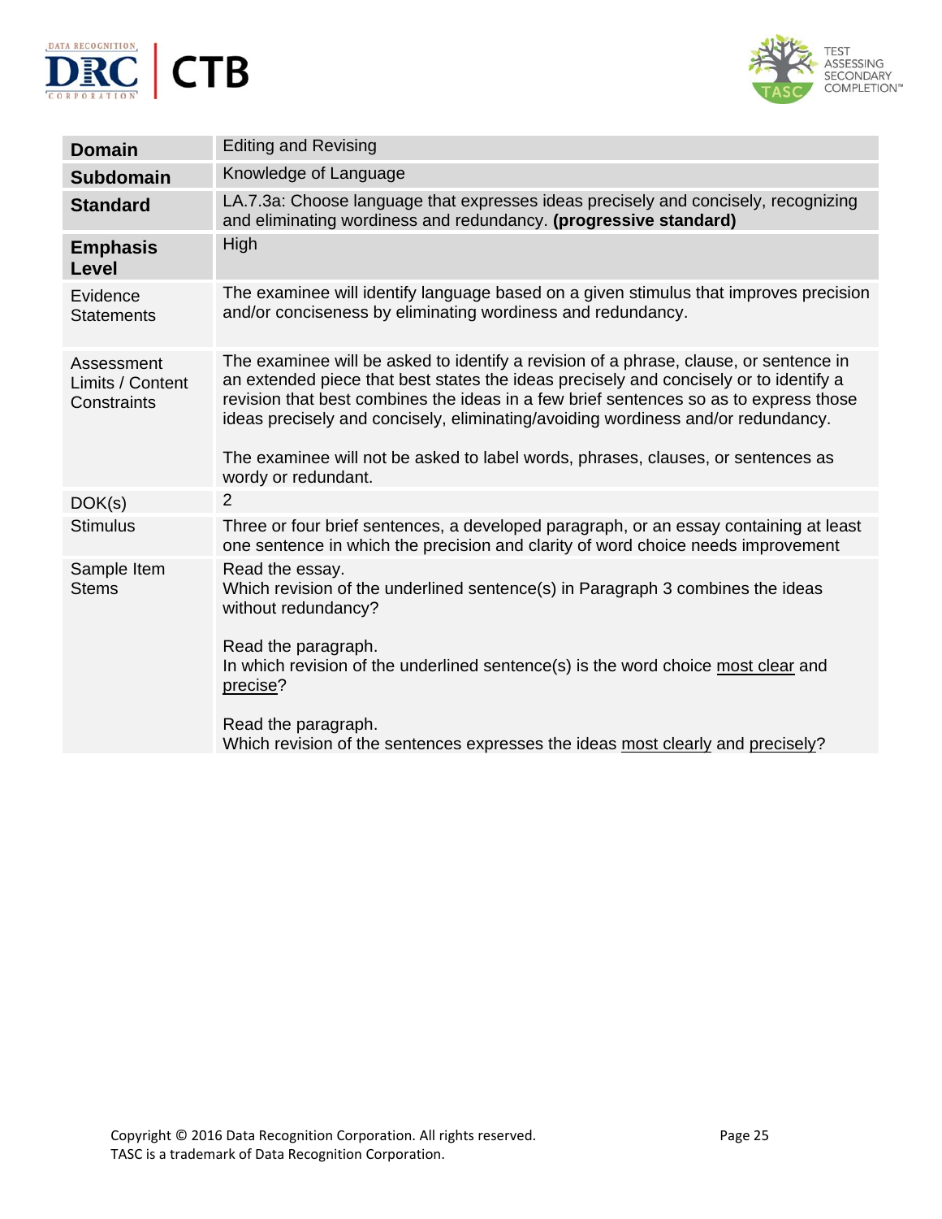| **Domain** | Editing and Revising |
|---|---|
| **Subdomain** | Knowledge of Language |
| **Standard** | LA.7.3a: Choose language that expresses ideas precisely and concisely, recognizing and eliminating wordiness and redundancy. **(progressive standard)** |
| **Emphasis Level** | High |
| Evidence Statements | The examinee will identify language based on a given stimulus that improves precision and/or conciseness by eliminating wordiness and redundancy. |
| Assessment Limits / Content Constraints | The examinee will be asked to identify a revision of a phrase, clause, or sentence in an extended piece that best states the ideas precisely and concisely or to identify a revision that best combines the ideas in a few brief sentences so as to express those ideas precisely and concisely, eliminating/avoiding wordiness and/or redundancy.<br><br>The examinee will not be asked to label words, phrases, clauses, or sentences as wordy or redundant. |
| DOK(s) | 2 |
| Stimulus | Three or four brief sentences, a developed paragraph, or an essay containing at least one sentence in which the precision and clarity of word choice needs improvement |
| Sample Item Stems | Read the essay.<br>Which revision of the underlined sentence(s) in Paragraph 3 combines the ideas without redundancy?<br><br>Read the paragraph.<br>In which revision of the underlined sentence(s) is the word choice <u>most clear</u> and <u>precise</u>?<br><br>Read the paragraph.<br>Which revision of the sentences expresses the ideas <u>most clearly</u> and <u>precisely</u>? |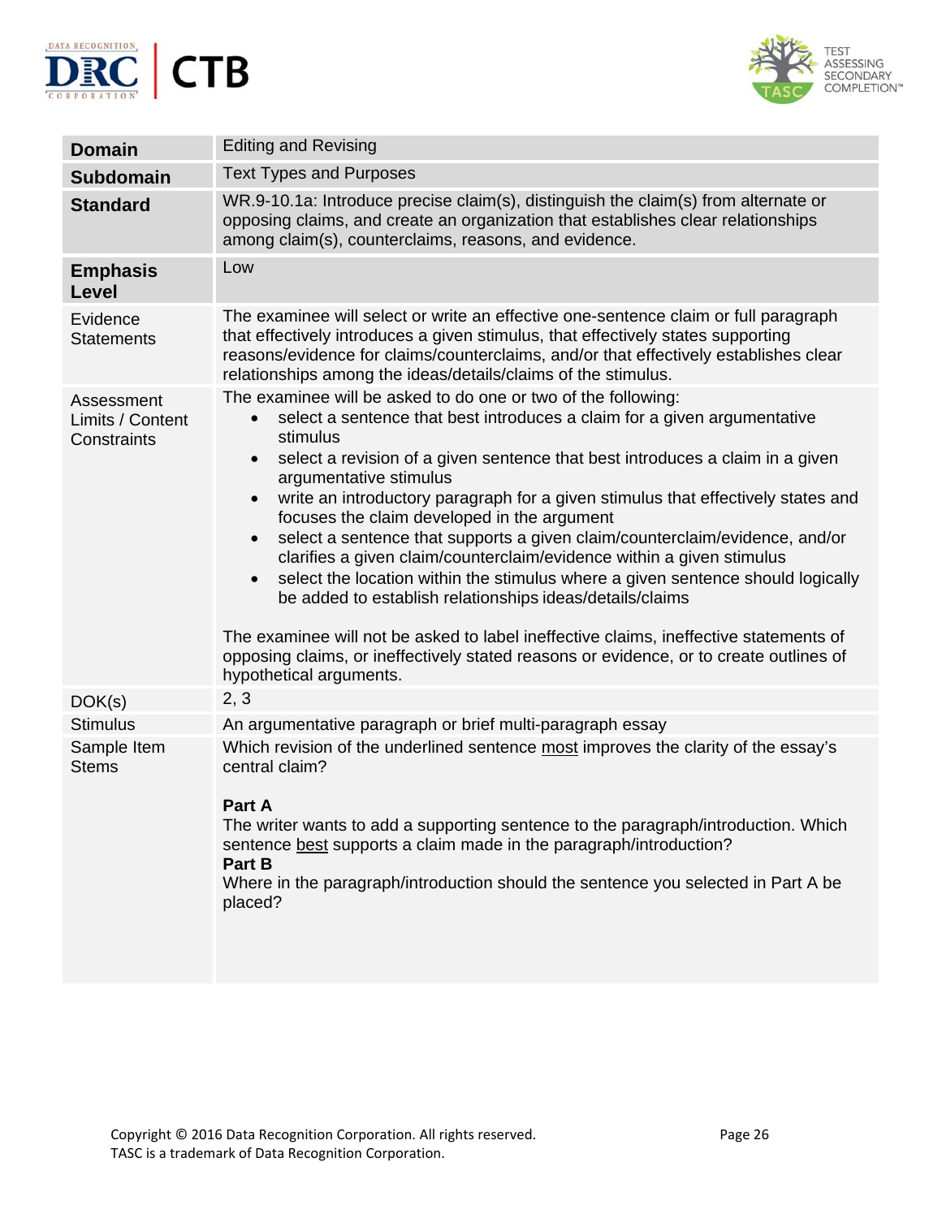| | |
|---|---|
| **Domain** | Editing and Revising |
| **Subdomain** | Text Types and Purposes |
| **Standard** | WR.9-10.1a: Introduce precise claim(s), distinguish the claim(s) from alternate or opposing claims, and create an organization that establishes clear relationships among claim(s), counterclaims, reasons, and evidence. |
| **Emphasis Level** | Low |
| Evidence Statements | The examinee will select or write an effective one-sentence claim or full paragraph that effectively introduces a given stimulus, that effectively states supporting reasons/evidence for claims/counterclaims, and/or that effectively establishes clear relationships among the ideas/details/claims of the stimulus. |
| Assessment Limits / Content Constraints | The examinee will be asked to do one or two of the following:<br>• select a sentence that best introduces a claim for a given argumentative stimulus<br>• select a revision of a given sentence that best introduces a claim in a given argumentative stimulus<br>• write an introductory paragraph for a given stimulus that effectively states and focuses the claim developed in the argument<br>• select a sentence that supports a given claim/counterclaim/evidence, and/or clarifies a given claim/counterclaim/evidence within a given stimulus<br>• select the location within the stimulus where a given sentence should logically be added to establish relationships ideas/details/claims<br><br>The examinee will not be asked to label ineffective claims, ineffective statements of opposing claims, or ineffectively stated reasons or evidence, or to create outlines of hypothetical arguments. |
| DOK(s) | 2, 3 |
| Stimulus | An argumentative paragraph or brief multi-paragraph essay |
| Sample Item Stems | Which revision of the underlined sentence <u>most</u> improves the clarity of the essay's central claim?<br><br>**Part A**<br>The writer wants to add a supporting sentence to the paragraph/introduction. Which sentence <u>best</u> supports a claim made in the paragraph/introduction?<br>**Part B**<br>Where in the paragraph/introduction should the sentence you selected in Part A be placed? |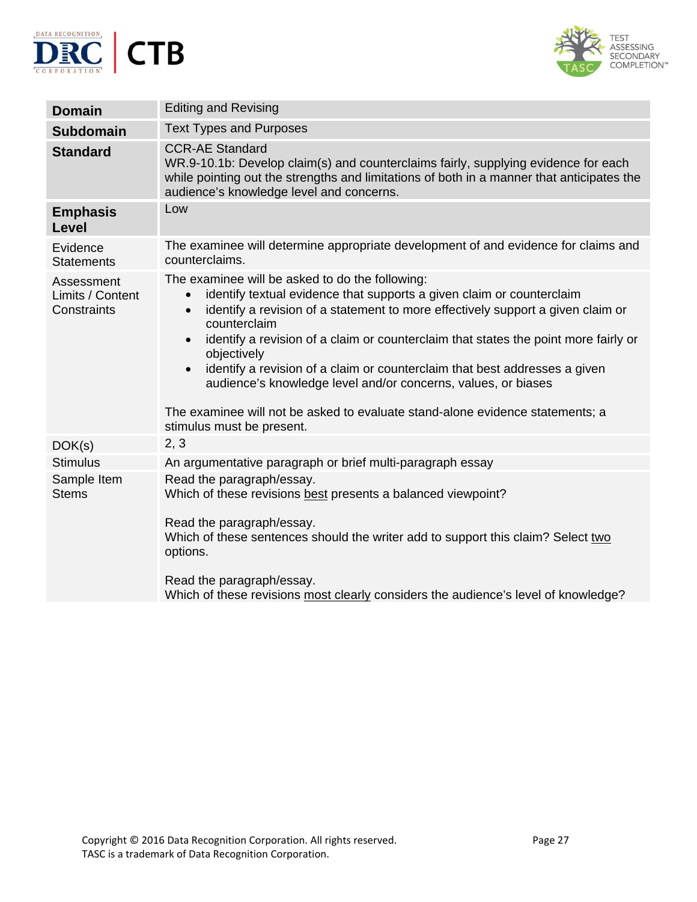| **Domain** | Editing and Revising |
|---|---|
| **Subdomain** | Text Types and Purposes |
| **Standard** | CCR-AE Standard<br>WR.9-10.1b: Develop claim(s) and counterclaims fairly, supplying evidence for each while pointing out the strengths and limitations of both in a manner that anticipates the audience's knowledge level and concerns. |
| **Emphasis Level** | Low |
| Evidence Statements | The examinee will determine appropriate development of and evidence for claims and counterclaims. |
| Assessment Limits / Content Constraints | The examinee will be asked to do the following:<br>• identify textual evidence that supports a given claim or counterclaim<br>• identify a revision of a statement to more effectively support a given claim or counterclaim<br>• identify a revision of a claim or counterclaim that states the point more fairly or objectively<br>• identify a revision of a claim or counterclaim that best addresses a given audience's knowledge level and/or concerns, values, or biases<br><br>The examinee will not be asked to evaluate stand-alone evidence statements; a stimulus must be present. |
| DOK(s) | 2, 3 |
| Stimulus | An argumentative paragraph or brief multi-paragraph essay |
| Sample Item Stems | Read the paragraph/essay.<br>Which of these revisions <u>best</u> presents a balanced viewpoint?<br><br>Read the paragraph/essay.<br>Which of these sentences should the writer add to support this claim? Select <u>two</u> options.<br><br>Read the paragraph/essay.<br>Which of these revisions <u>most clearly</u> considers the audience's level of knowledge? |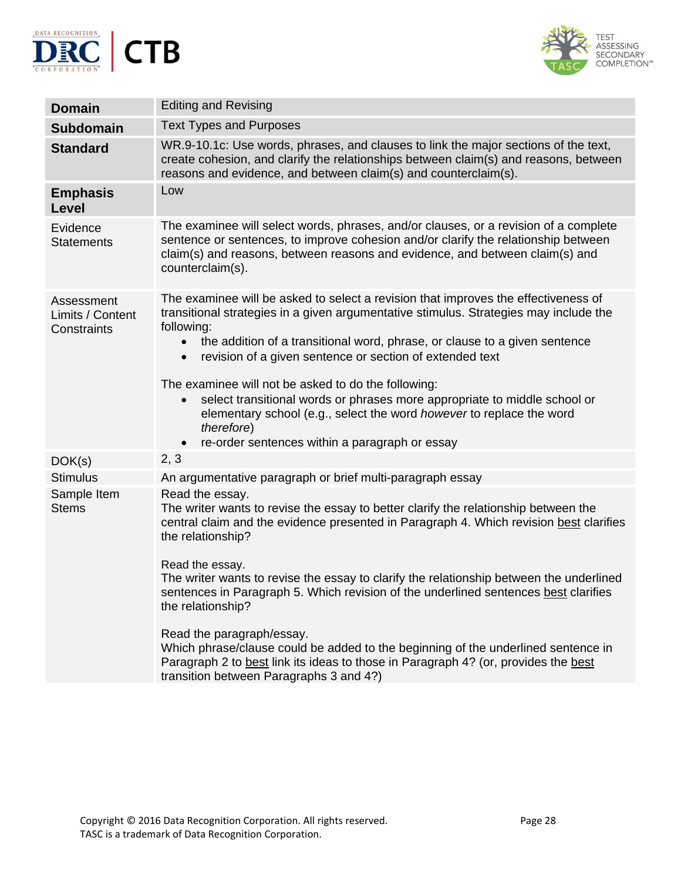| **Domain** | Editing and Revising |
| --- | --- |
| **Subdomain** | Text Types and Purposes |
| **Standard** | WR.9-10.1c: Use words, phrases, and clauses to link the major sections of the text, create cohesion, and clarify the relationships between claim(s) and reasons, between reasons and evidence, and between claim(s) and counterclaim(s). |
| **Emphasis Level** | Low |
| Evidence Statements | The examinee will select words, phrases, and/or clauses, or a revision of a complete sentence or sentences, to improve cohesion and/or clarify the relationship between claim(s) and reasons, between reasons and evidence, and between claim(s) and counterclaim(s). |
| Assessment Limits / Content Constraints | The examinee will be asked to select a revision that improves the effectiveness of transitional strategies in a given argumentative stimulus. Strategies may include the following:<br>• the addition of a transitional word, phrase, or clause to a given sentence<br>• revision of a given sentence or section of extended text<br><br>The examinee will not be asked to do the following:<br>• select transitional words or phrases more appropriate to middle school or elementary school (e.g., select the word *however* to replace the word *therefore*)<br>• re-order sentences within a paragraph or essay |
| DOK(s) | 2, 3 |
| Stimulus | An argumentative paragraph or brief multi-paragraph essay |
| Sample Item Stems | Read the essay.<br>The writer wants to revise the essay to better clarify the relationship between the central claim and the evidence presented in Paragraph 4. Which revision <u>best</u> clarifies the relationship?<br><br>Read the essay.<br>The writer wants to revise the essay to clarify the relationship between the underlined sentences in Paragraph 5. Which revision of the underlined sentences <u>best</u> clarifies the relationship?<br><br>Read the paragraph/essay.<br>Which phrase/clause could be added to the beginning of the underlined sentence in Paragraph 2 to <u>best</u> link its ideas to those in Paragraph 4? (or, provides the <u>best</u> transition between Paragraphs 3 and 4?) |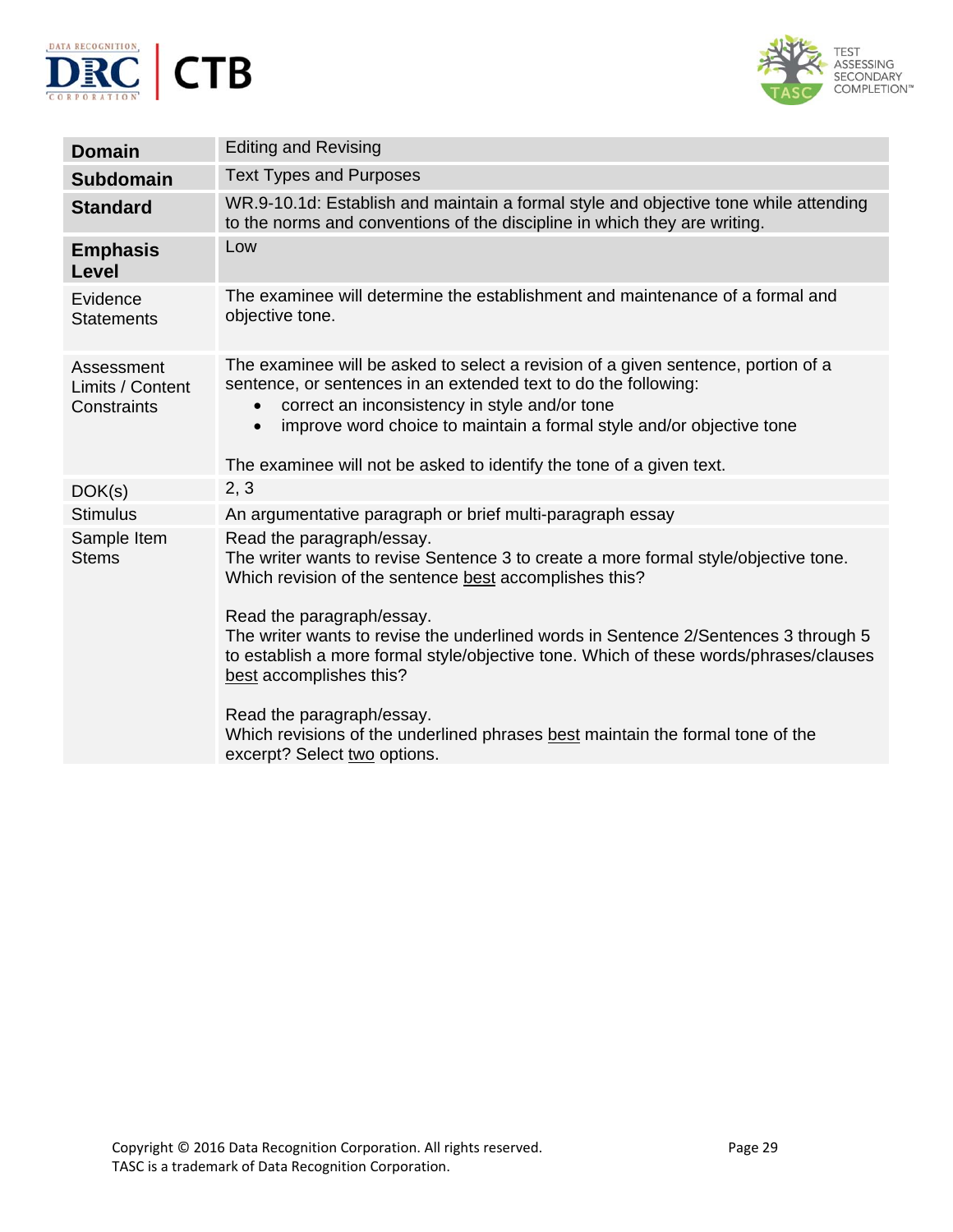| Domain | Editing and Revising |
|---|---|
| **Subdomain** | Text Types and Purposes |
| **Standard** | WR.9-10.1d: Establish and maintain a formal style and objective tone while attending to the norms and conventions of the discipline in which they are writing. |
| **Emphasis Level** | Low |
| Evidence Statements | The examinee will determine the establishment and maintenance of a formal and objective tone. |
| Assessment Limits / Content Constraints | The examinee will be asked to select a revision of a given sentence, portion of a sentence, or sentences in an extended text to do the following:<br>• correct an inconsistency in style and/or tone<br>• improve word choice to maintain a formal style and/or objective tone<br><br>The examinee will not be asked to identify the tone of a given text. |
| DOK(s) | 2, 3 |
| Stimulus | An argumentative paragraph or brief multi-paragraph essay |
| Sample Item Stems | Read the paragraph/essay.<br>The writer wants to revise Sentence 3 to create a more formal style/objective tone. Which revision of the sentence <u>best</u> accomplishes this?<br><br>Read the paragraph/essay.<br>The writer wants to revise the underlined words in Sentence 2/Sentences 3 through 5 to establish a more formal style/objective tone. Which of these words/phrases/clauses <u>best</u> accomplishes this?<br><br>Read the paragraph/essay.<br>Which revisions of the underlined phrases <u>best</u> maintain the formal tone of the excerpt? Select <u>two</u> options. |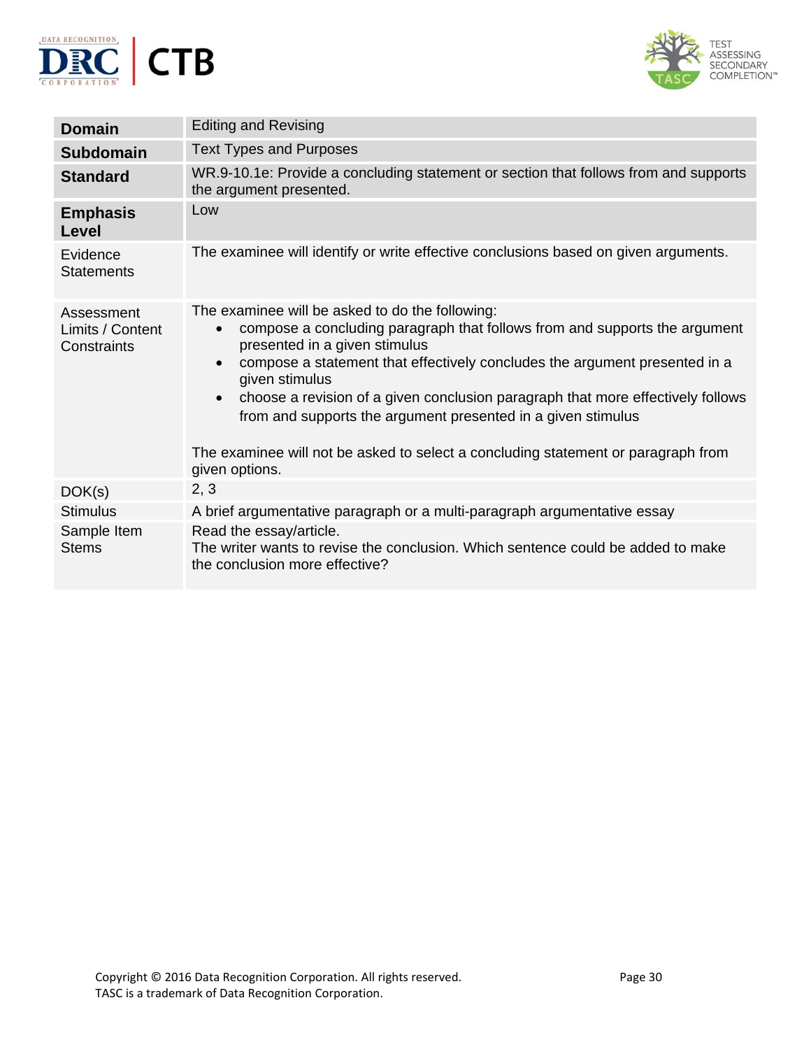| **Domain** | Editing and Revising |
|---|---|
| **Subdomain** | Text Types and Purposes |
| **Standard** | WR.9-10.1e: Provide a concluding statement or section that follows from and supports the argument presented. |
| **Emphasis Level** | Low |
| Evidence Statements | The examinee will identify or write effective conclusions based on given arguments. |
| Assessment Limits / Content Constraints | The examinee will be asked to do the following:<br>• compose a concluding paragraph that follows from and supports the argument presented in a given stimulus<br>• compose a statement that effectively concludes the argument presented in a given stimulus<br>• choose a revision of a given conclusion paragraph that more effectively follows from and supports the argument presented in a given stimulus<br><br>The examinee will not be asked to select a concluding statement or paragraph from given options. |
| DOK(s) | 2, 3 |
| Stimulus | A brief argumentative paragraph or a multi-paragraph argumentative essay |
| Sample Item Stems | Read the essay/article.<br>The writer wants to revise the conclusion. Which sentence could be added to make the conclusion more effective? |

Copyright © 2016 Data Recognition Corporation. All rights reserved.
TASC is a trademark of Data Recognition Corporation.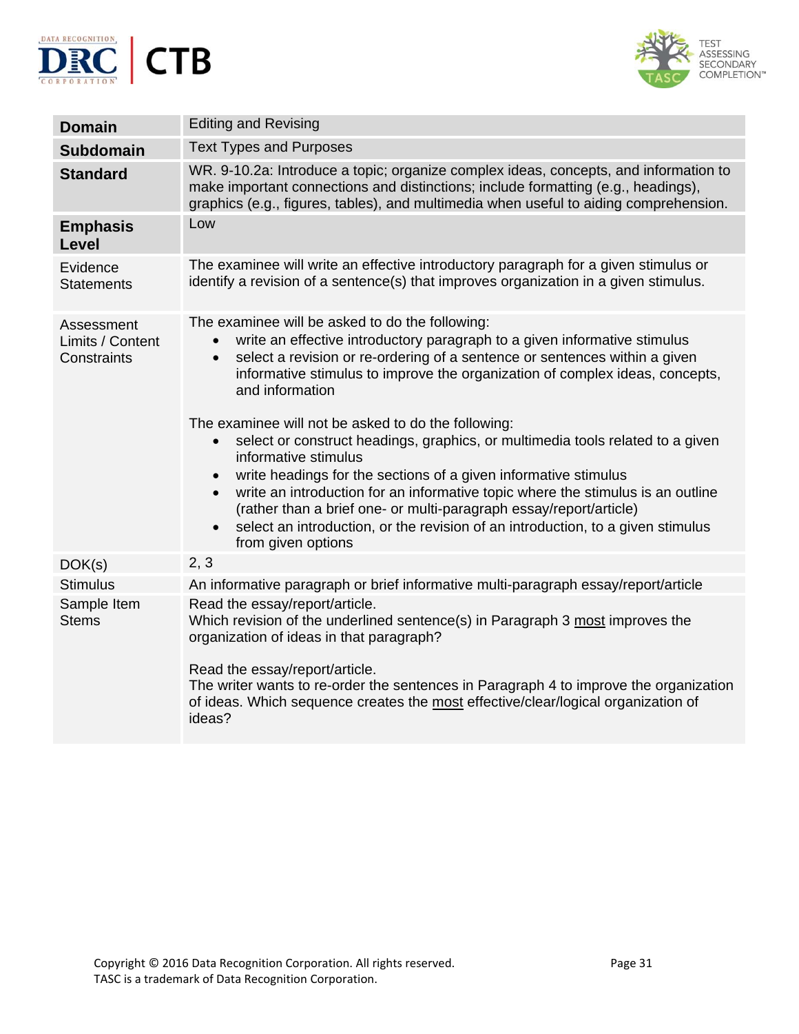| **Domain** | Editing and Revising |
|---|---|
| **Subdomain** | Text Types and Purposes |
| **Standard** | WR. 9-10.2a: Introduce a topic; organize complex ideas, concepts, and information to make important connections and distinctions; include formatting (e.g., headings), graphics (e.g., figures, tables), and multimedia when useful to aiding comprehension. |
| **Emphasis Level** | Low |
| Evidence Statements | The examinee will write an effective introductory paragraph for a given stimulus or identify a revision of a sentence(s) that improves organization in a given stimulus. |
| Assessment Limits / Content Constraints | The examinee will be asked to do the following:<br>• write an effective introductory paragraph to a given informative stimulus<br>• select a revision or re-ordering of a sentence or sentences within a given informative stimulus to improve the organization of complex ideas, concepts, and information<br><br>The examinee will not be asked to do the following:<br>• select or construct headings, graphics, or multimedia tools related to a given informative stimulus<br>• write headings for the sections of a given informative stimulus<br>• write an introduction for an informative topic where the stimulus is an outline (rather than a brief one- or multi-paragraph essay/report/article)<br>• select an introduction, or the revision of an introduction, to a given stimulus from given options |
| DOK(s) | 2, 3 |
| Stimulus | An informative paragraph or brief informative multi-paragraph essay/report/article |
| Sample Item Stems | Read the essay/report/article.<br>Which revision of the underlined sentence(s) in Paragraph 3 <u>most</u> improves the organization of ideas in that paragraph?<br><br>Read the essay/report/article.<br>The writer wants to re-order the sentences in Paragraph 4 to improve the organization of ideas. Which sequence creates the <u>most</u> effective/clear/logical organization of ideas? |

Copyright © 2016 Data Recognition Corporation. All rights reserved.
TASC is a trademark of Data Recognition Corporation.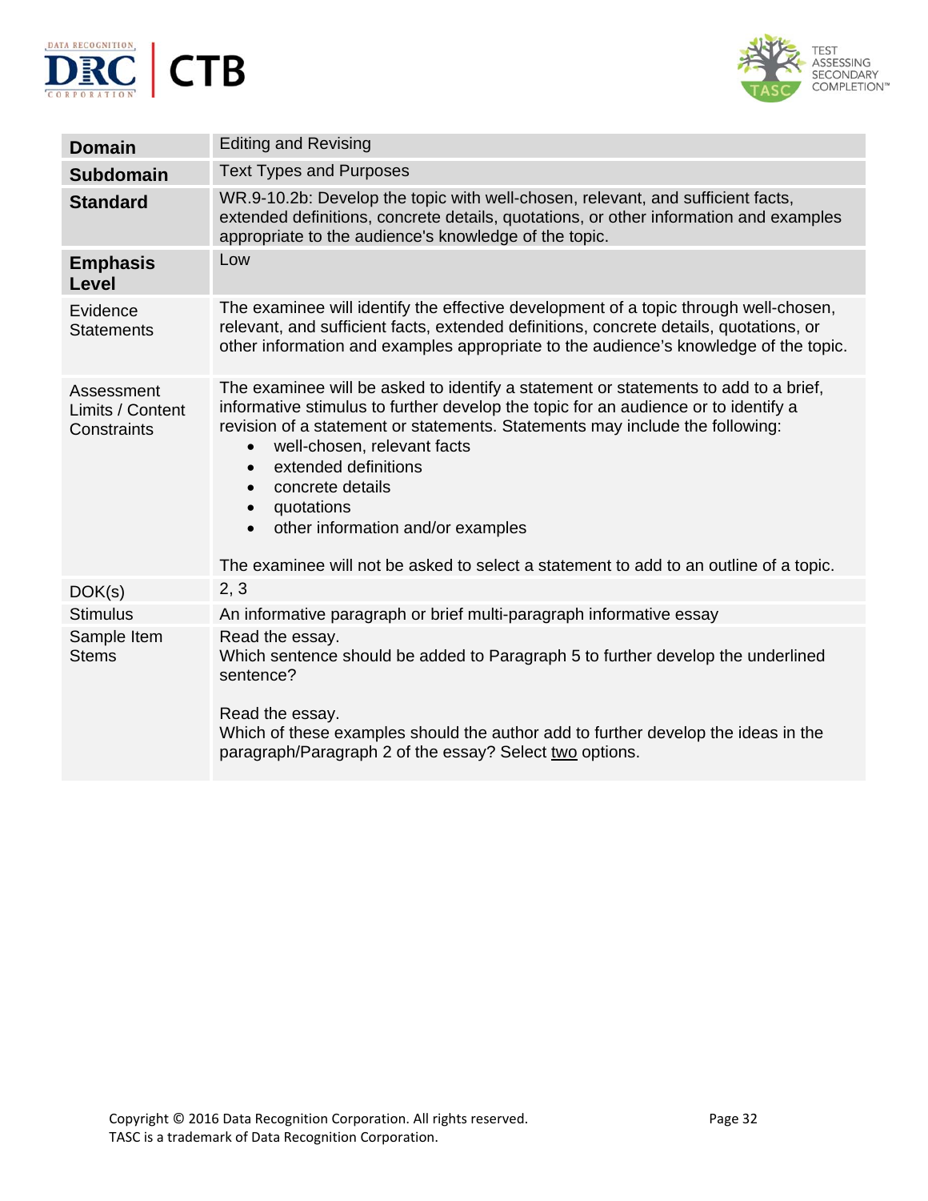| **Domain** | Editing and Revising |
|---|---|
| **Subdomain** | Text Types and Purposes |
| **Standard** | WR.9-10.2b: Develop the topic with well-chosen, relevant, and sufficient facts, extended definitions, concrete details, quotations, or other information and examples appropriate to the audience's knowledge of the topic. |
| **Emphasis Level** | Low |
| Evidence Statements | The examinee will identify the effective development of a topic through well-chosen, relevant, and sufficient facts, extended definitions, concrete details, quotations, or other information and examples appropriate to the audience's knowledge of the topic. |
| Assessment Limits / Content Constraints | The examinee will be asked to identify a statement or statements to add to a brief, informative stimulus to further develop the topic for an audience or to identify a revision of a statement or statements. Statements may include the following:<br>• well-chosen, relevant facts<br>• extended definitions<br>• concrete details<br>• quotations<br>• other information and/or examples<br><br>The examinee will not be asked to select a statement to add to an outline of a topic. |
| DOK(s) | 2, 3 |
| Stimulus | An informative paragraph or brief multi-paragraph informative essay |
| Sample Item Stems | Read the essay.<br>Which sentence should be added to Paragraph 5 to further develop the underlined sentence?<br><br>Read the essay.<br>Which of these examples should the author add to further develop the ideas in the paragraph/Paragraph 2 of the essay? Select two options. |

Copyright © 2016 Data Recognition Corporation. All rights reserved.
TASC is a trademark of Data Recognition Corporation.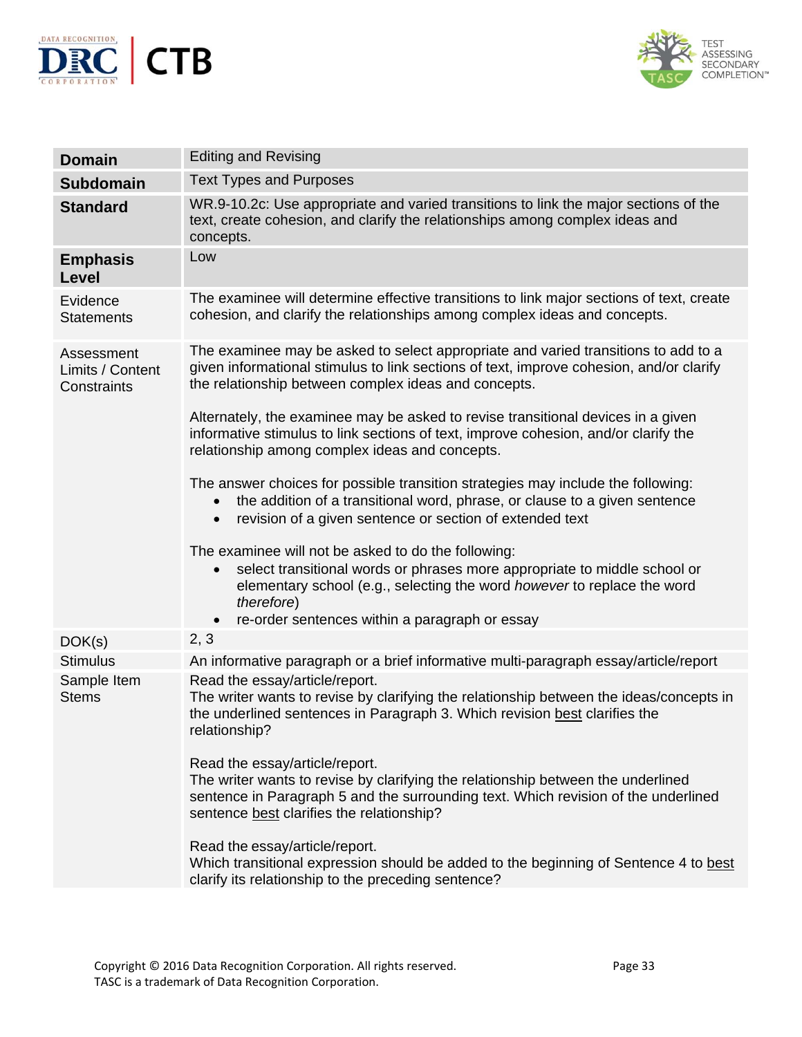| **Domain** | Editing and Revising |
|---|---|
| **Subdomain** | Text Types and Purposes |
| **Standard** | WR.9-10.2c: Use appropriate and varied transitions to link the major sections of the text, create cohesion, and clarify the relationships among complex ideas and concepts. |
| **Emphasis Level** | Low |
| Evidence Statements | The examinee will determine effective transitions to link major sections of text, create cohesion, and clarify the relationships among complex ideas and concepts. |
| Assessment Limits / Content Constraints | The examinee may be asked to select appropriate and varied transitions to add to a given informational stimulus to link sections of text, improve cohesion, and/or clarify the relationship between complex ideas and concepts.<br><br>Alternately, the examinee may be asked to revise transitional devices in a given informative stimulus to link sections of text, improve cohesion, and/or clarify the relationship among complex ideas and concepts.<br><br>The answer choices for possible transition strategies may include the following:<br>• the addition of a transitional word, phrase, or clause to a given sentence<br>• revision of a given sentence or section of extended text<br><br>The examinee will not be asked to do the following:<br>• select transitional words or phrases more appropriate to middle school or elementary school (e.g., selecting the word *however* to replace the word *therefore*)<br>• re-order sentences within a paragraph or essay |
| DOK(s) | 2, 3 |
| Stimulus | An informative paragraph or a brief informative multi-paragraph essay/article/report |
| Sample Item Stems | Read the essay/article/report.<br>The writer wants to revise by clarifying the relationship between the ideas/concepts in the underlined sentences in Paragraph 3. Which revision <u>best</u> clarifies the relationship?<br><br>Read the essay/article/report.<br>The writer wants to revise by clarifying the relationship between the underlined sentence in Paragraph 5 and the surrounding text. Which revision of the underlined sentence <u>best</u> clarifies the relationship?<br><br>Read the essay/article/report.<br>Which transitional expression should be added to the beginning of Sentence 4 to <u>best</u> clarify its relationship to the preceding sentence? |

Copyright © 2016 Data Recognition Corporation. All rights reserved.
TASC is a trademark of Data Recognition Corporation.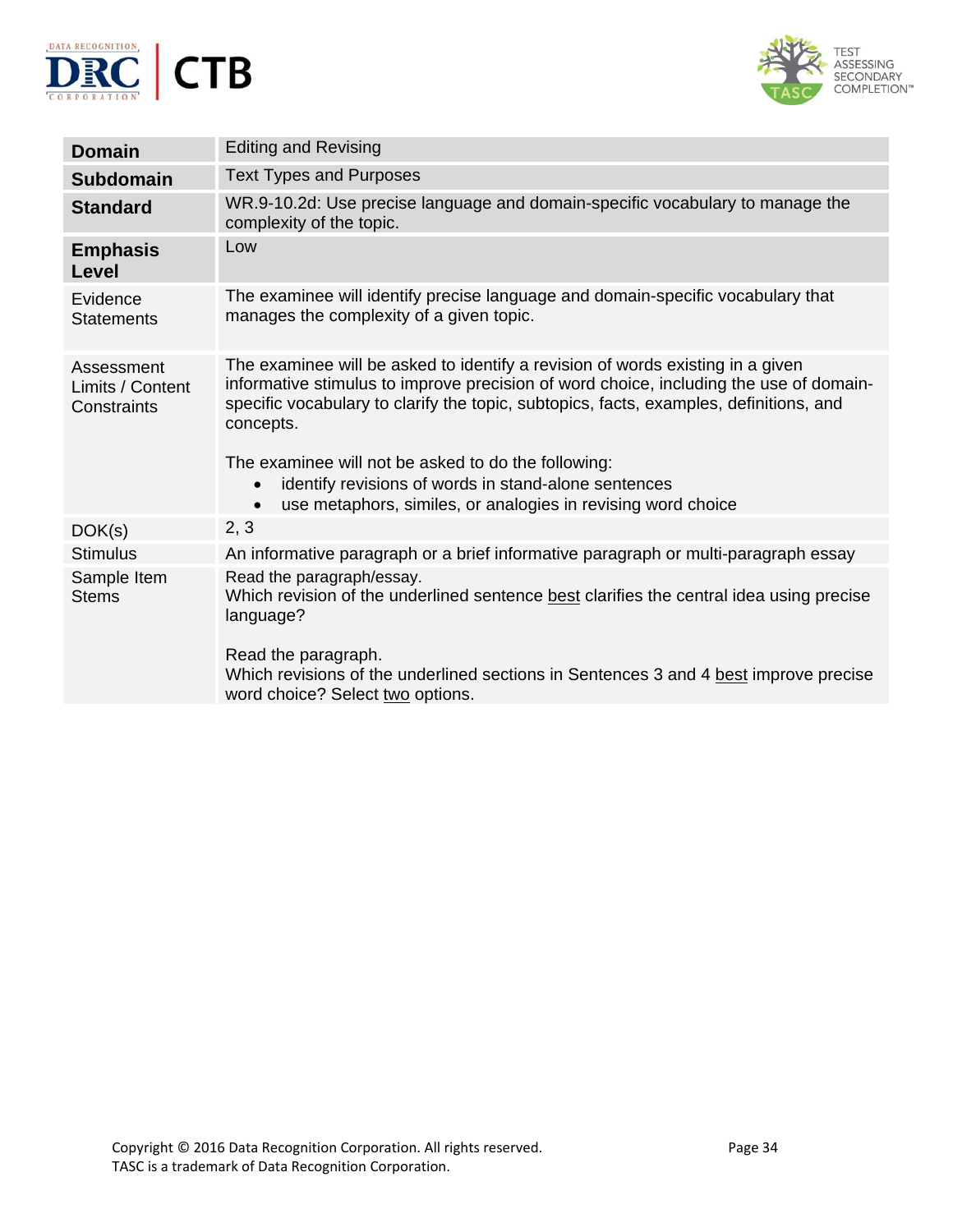| | |
|---|---|
| **Domain** | Editing and Revising |
| **Subdomain** | Text Types and Purposes |
| **Standard** | WR.9-10.2d: Use precise language and domain-specific vocabulary to manage the complexity of the topic. |
| **Emphasis Level** | Low |
| Evidence Statements | The examinee will identify precise language and domain-specific vocabulary that manages the complexity of a given topic. |
| Assessment Limits / Content Constraints | The examinee will be asked to identify a revision of words existing in a given informative stimulus to improve precision of word choice, including the use of domain-specific vocabulary to clarify the topic, subtopics, facts, examples, definitions, and concepts.<br><br>The examinee will not be asked to do the following:<br>• identify revisions of words in stand-alone sentences<br>• use metaphors, similes, or analogies in revising word choice |
| DOK(s) | 2, 3 |
| Stimulus | An informative paragraph or a brief informative paragraph or multi-paragraph essay |
| Sample Item Stems | Read the paragraph/essay.<br>Which revision of the underlined sentence <u>best</u> clarifies the central idea using precise language?<br><br>Read the paragraph.<br>Which revisions of the underlined sections in Sentences 3 and 4 <u>best</u> improve precise word choice? Select <u>two</u> options. |

Copyright © 2016 Data Recognition Corporation. All rights reserved.
TASC is a trademark of Data Recognition Corporation.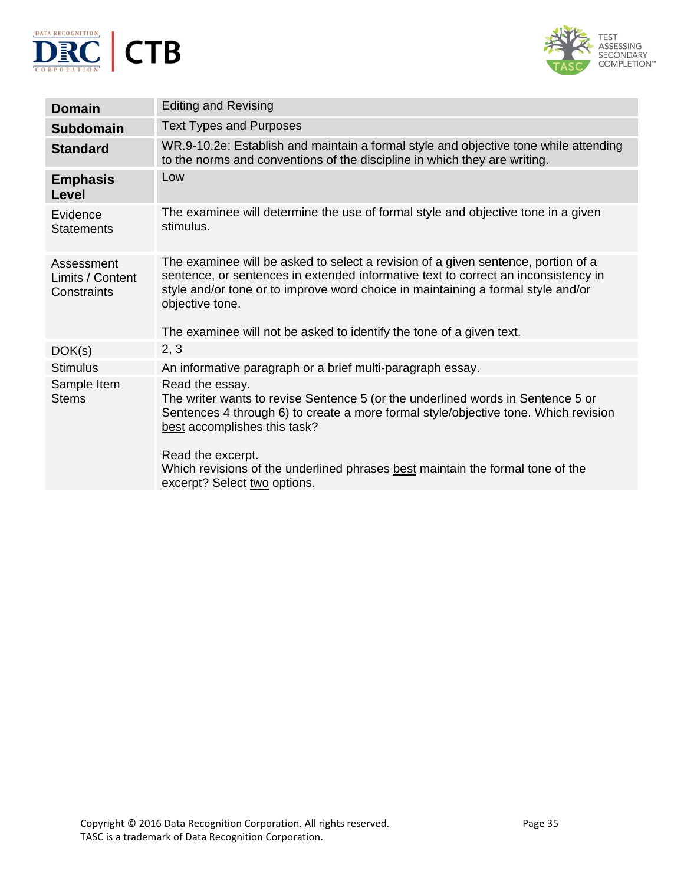| | |
|---|---|
| **Domain** | Editing and Revising |
| **Subdomain** | Text Types and Purposes |
| **Standard** | WR.9-10.2e: Establish and maintain a formal style and objective tone while attending to the norms and conventions of the discipline in which they are writing. |
| **Emphasis Level** | Low |
| Evidence Statements | The examinee will determine the use of formal style and objective tone in a given stimulus. |
| Assessment Limits / Content Constraints | The examinee will be asked to select a revision of a given sentence, portion of a sentence, or sentences in extended informative text to correct an inconsistency in style and/or tone or to improve word choice in maintaining a formal style and/or objective tone.<br><br>The examinee will not be asked to identify the tone of a given text. |
| DOK(s) | 2, 3 |
| Stimulus | An informative paragraph or a brief multi-paragraph essay. |
| Sample Item Stems | Read the essay.<br>The writer wants to revise Sentence 5 (or the underlined words in Sentence 5 or Sentences 4 through 6) to create a more formal style/objective tone. Which revision <u>best</u> accomplishes this task?<br><br>Read the excerpt.<br>Which revisions of the underlined phrases <u>best</u> maintain the formal tone of the excerpt? Select <u>two</u> options. |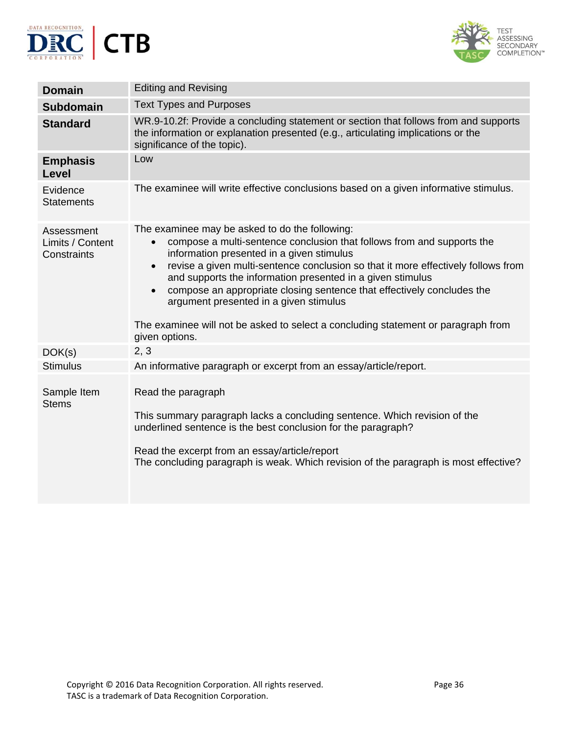| | |
|---|---|
| **Domain** | Editing and Revising |
| **Subdomain** | Text Types and Purposes |
| **Standard** | WR.9-10.2f: Provide a concluding statement or section that follows from and supports the information or explanation presented (e.g., articulating implications or the significance of the topic). |
| **Emphasis Level** | Low |
| Evidence Statements | The examinee will write effective conclusions based on a given informative stimulus. |
| Assessment Limits / Content Constraints | The examinee may be asked to do the following:<br>• compose a multi-sentence conclusion that follows from and supports the information presented in a given stimulus<br>• revise a given multi-sentence conclusion so that it more effectively follows from and supports the information presented in a given stimulus<br>• compose an appropriate closing sentence that effectively concludes the argument presented in a given stimulus<br><br>The examinee will not be asked to select a concluding statement or paragraph from given options. |
| DOK(s) | 2, 3 |
| Stimulus | An informative paragraph or excerpt from an essay/article/report. |
| Sample Item Stems | Read the paragraph<br><br>This summary paragraph lacks a concluding sentence. Which revision of the underlined sentence is the best conclusion for the paragraph?<br><br>Read the excerpt from an essay/article/report<br>The concluding paragraph is weak. Which revision of the paragraph is most effective? |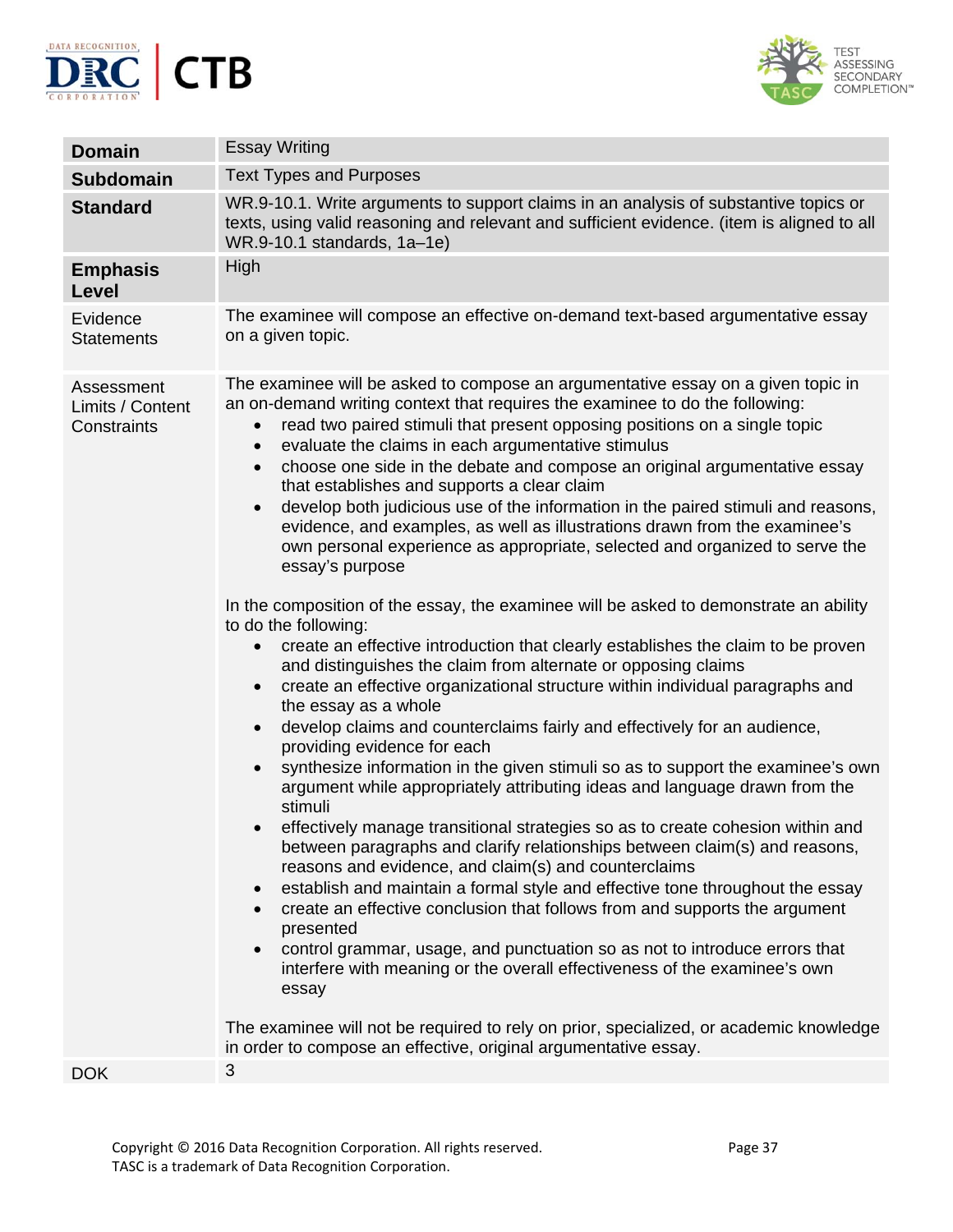| | |
|---|---|
| **Domain** | Essay Writing |
| **Subdomain** | Text Types and Purposes |
| **Standard** | WR.9-10.1. Write arguments to support claims in an analysis of substantive topics or texts, using valid reasoning and relevant and sufficient evidence. (item is aligned to all WR.9-10.1 standards, 1a–1e) |
| **Emphasis Level** | High |
| Evidence Statements | The examinee will compose an effective on-demand text-based argumentative essay on a given topic. |
| Assessment Limits / Content Constraints | The examinee will be asked to compose an argumentative essay on a given topic in an on-demand writing context that requires the examinee to do the following:<br>• read two paired stimuli that present opposing positions on a single topic<br>• evaluate the claims in each argumentative stimulus<br>• choose one side in the debate and compose an original argumentative essay that establishes and supports a clear claim<br>• develop both judicious use of the information in the paired stimuli and reasons, evidence, and examples, as well as illustrations drawn from the examinee's own personal experience as appropriate, selected and organized to serve the essay's purpose<br><br>In the composition of the essay, the examinee will be asked to demonstrate an ability to do the following:<br>• create an effective introduction that clearly establishes the claim to be proven and distinguishes the claim from alternate or opposing claims<br>• create an effective organizational structure within individual paragraphs and the essay as a whole<br>• develop claims and counterclaims fairly and effectively for an audience, providing evidence for each<br>• synthesize information in the given stimuli so as to support the examinee's own argument while appropriately attributing ideas and language drawn from the stimuli<br>• effectively manage transitional strategies so as to create cohesion within and between paragraphs and clarify relationships between claim(s) and reasons, reasons and evidence, and claim(s) and counterclaims<br>• establish and maintain a formal style and effective tone throughout the essay<br>• create an effective conclusion that follows from and supports the argument presented<br>• control grammar, usage, and punctuation so as not to introduce errors that interfere with meaning or the overall effectiveness of the examinee's own essay<br><br>The examinee will not be required to rely on prior, specialized, or academic knowledge in order to compose an effective, original argumentative essay. |
| DOK | 3 |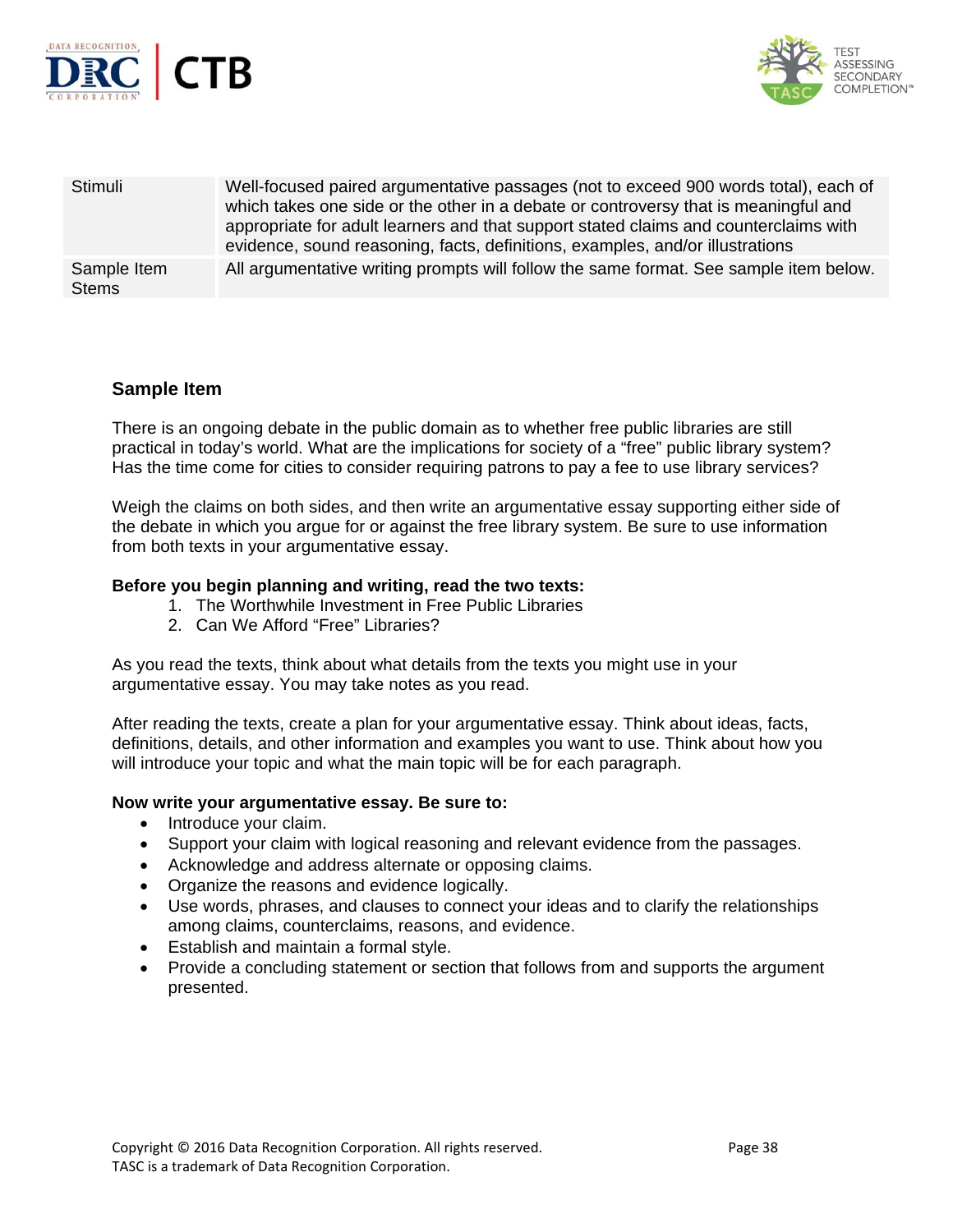| | |
|---|---|
| Stimuli | Well-focused paired argumentative passages (not to exceed 900 words total), each of which takes one side or the other in a debate or controversy that is meaningful and appropriate for adult learners and that support stated claims and counterclaims with evidence, sound reasoning, facts, definitions, examples, and/or illustrations |
| Sample Item Stems | All argumentative writing prompts will follow the same format. See sample item below. |

### Sample Item

There is an ongoing debate in the public domain as to whether free public libraries are still practical in today's world. What are the implications for society of a "free" public library system? Has the time come for cities to consider requiring patrons to pay a fee to use library services?

Weigh the claims on both sides, and then write an argumentative essay supporting either side of the debate in which you argue for or against the free library system. Be sure to use information from both texts in your argumentative essay.

**Before you begin planning and writing, read the two texts:**

1. The Worthwhile Investment in Free Public Libraries
2. Can We Afford "Free" Libraries?

As you read the texts, think about what details from the texts you might use in your argumentative essay. You may take notes as you read.

After reading the texts, create a plan for your argumentative essay. Think about ideas, facts, definitions, details, and other information and examples you want to use. Think about how you will introduce your topic and what the main topic will be for each paragraph.

**Now write your argumentative essay. Be sure to:**

- Introduce your claim.
- Support your claim with logical reasoning and relevant evidence from the passages.
- Acknowledge and address alternate or opposing claims.
- Organize the reasons and evidence logically.
- Use words, phrases, and clauses to connect your ideas and to clarify the relationships among claims, counterclaims, reasons, and evidence.
- Establish and maintain a formal style.
- Provide a concluding statement or section that follows from and supports the argument presented.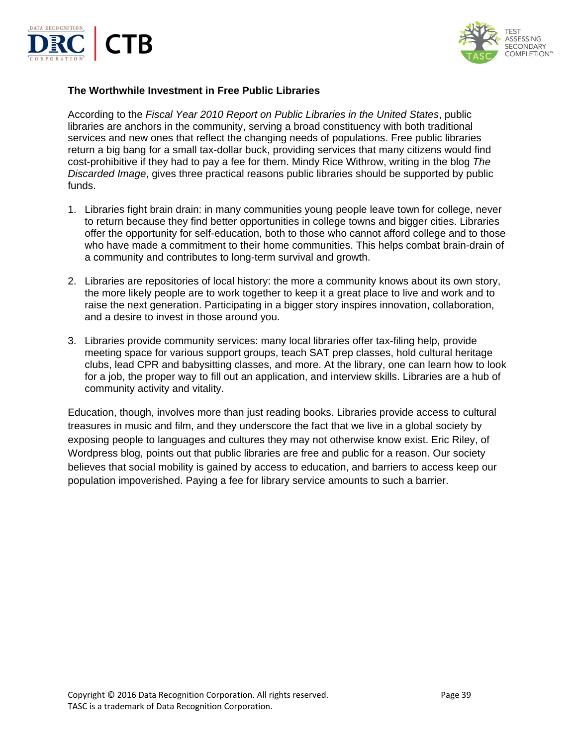**The Worthwhile Investment in Free Public Libraries**

According to the *Fiscal Year 2010 Report on Public Libraries in the United States*, public libraries are anchors in the community, serving a broad constituency with both traditional services and new ones that reflect the changing needs of populations. Free public libraries return a big bang for a small tax-dollar buck, providing services that many citizens would find cost-prohibitive if they had to pay a fee for them. Mindy Rice Withrow, writing in the blog *The Discarded Image*, gives three practical reasons public libraries should be supported by public funds.

1. Libraries fight brain drain: in many communities young people leave town for college, never to return because they find better opportunities in college towns and bigger cities. Libraries offer the opportunity for self-education, both to those who cannot afford college and to those who have made a commitment to their home communities. This helps combat brain-drain of a community and contributes to long-term survival and growth.

2. Libraries are repositories of local history: the more a community knows about its own story, the more likely people are to work together to keep it a great place to live and work and to raise the next generation. Participating in a bigger story inspires innovation, collaboration, and a desire to invest in those around you.

3. Libraries provide community services: many local libraries offer tax-filing help, provide meeting space for various support groups, teach SAT prep classes, hold cultural heritage clubs, lead CPR and babysitting classes, and more. At the library, one can learn how to look for a job, the proper way to fill out an application, and interview skills. Libraries are a hub of community activity and vitality.

Education, though, involves more than just reading books. Libraries provide access to cultural treasures in music and film, and they underscore the fact that we live in a global society by exposing people to languages and cultures they may not otherwise know exist. Eric Riley, of Wordpress blog, points out that public libraries are free and public for a reason. Our society believes that social mobility is gained by access to education, and barriers to access keep our population impoverished. Paying a fee for library service amounts to such a barrier.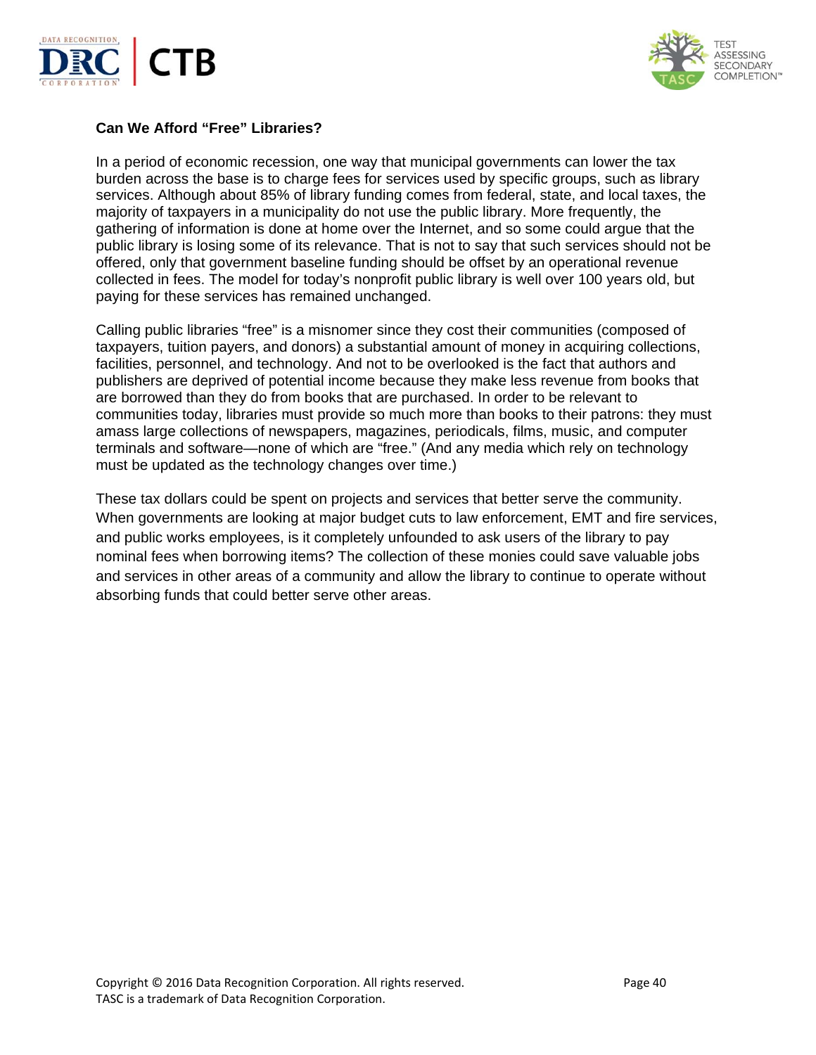**Can We Afford "Free" Libraries?**

In a period of economic recession, one way that municipal governments can lower the tax burden across the base is to charge fees for services used by specific groups, such as library services. Although about 85% of library funding comes from federal, state, and local taxes, the majority of taxpayers in a municipality do not use the public library. More frequently, the gathering of information is done at home over the Internet, and so some could argue that the public library is losing some of its relevance. That is not to say that such services should not be offered, only that government baseline funding should be offset by an operational revenue collected in fees. The model for today's nonprofit public library is well over 100 years old, but paying for these services has remained unchanged.

Calling public libraries "free" is a misnomer since they cost their communities (composed of taxpayers, tuition payers, and donors) a substantial amount of money in acquiring collections, facilities, personnel, and technology. And not to be overlooked is the fact that authors and publishers are deprived of potential income because they make less revenue from books that are borrowed than they do from books that are purchased. In order to be relevant to communities today, libraries must provide so much more than books to their patrons: they must amass large collections of newspapers, magazines, periodicals, films, music, and computer terminals and software—none of which are "free." (And any media which rely on technology must be updated as the technology changes over time.)

These tax dollars could be spent on projects and services that better serve the community. When governments are looking at major budget cuts to law enforcement, EMT and fire services, and public works employees, is it completely unfounded to ask users of the library to pay nominal fees when borrowing items? The collection of these monies could save valuable jobs and services in other areas of a community and allow the library to continue to operate without absorbing funds that could better serve other areas.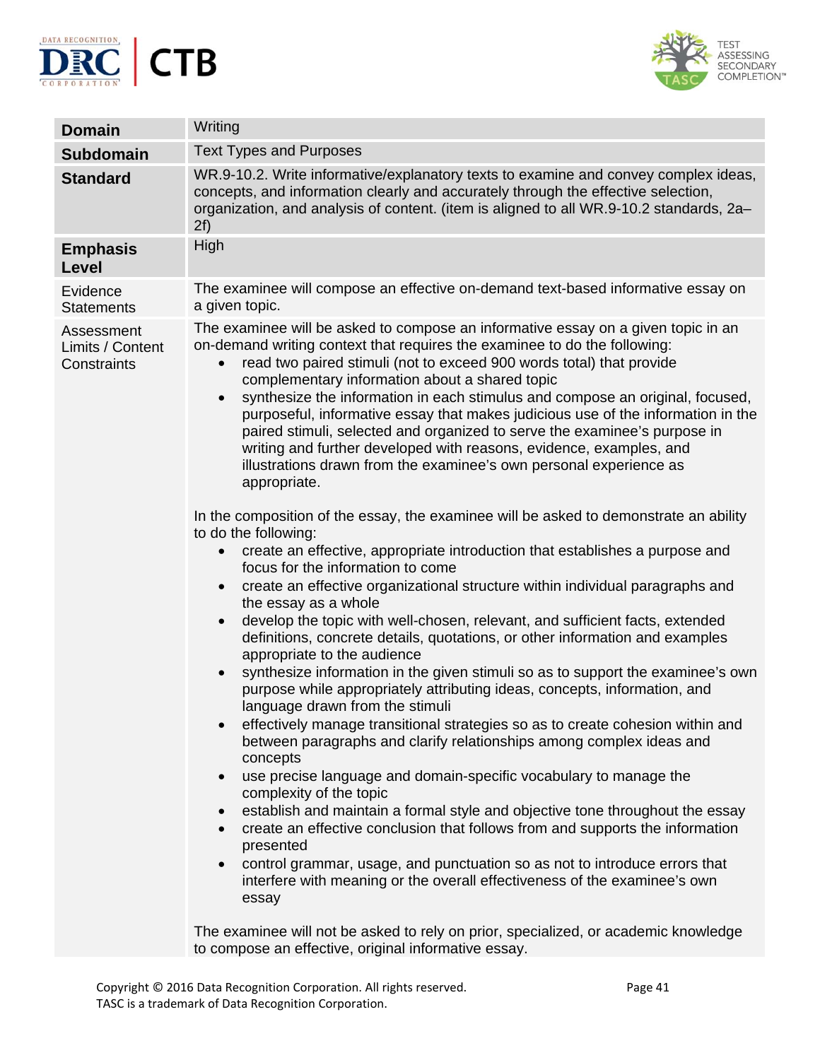| Domain | Writing |
| --- | --- |
| **Subdomain** | Text Types and Purposes |
| **Standard** | WR.9-10.2. Write informative/explanatory texts to examine and convey complex ideas, concepts, and information clearly and accurately through the effective selection, organization, and analysis of content. (item is aligned to all WR.9-10.2 standards, 2a–2f) |
| **Emphasis Level** | High |
| Evidence Statements | The examinee will compose an effective on-demand text-based informative essay on a given topic. |
| Assessment Limits / Content Constraints | The examinee will be asked to compose an informative essay on a given topic in an on-demand writing context that requires the examinee to do the following:<br>• read two paired stimuli (not to exceed 900 words total) that provide complementary information about a shared topic<br>• synthesize the information in each stimulus and compose an original, focused, purposeful, informative essay that makes judicious use of the information in the paired stimuli, selected and organized to serve the examinee's purpose in writing and further developed with reasons, evidence, examples, and illustrations drawn from the examinee's own personal experience as appropriate.<br><br>In the composition of the essay, the examinee will be asked to demonstrate an ability to do the following:<br>• create an effective, appropriate introduction that establishes a purpose and focus for the information to come<br>• create an effective organizational structure within individual paragraphs and the essay as a whole<br>• develop the topic with well-chosen, relevant, and sufficient facts, extended definitions, concrete details, quotations, or other information and examples appropriate to the audience<br>• synthesize information in the given stimuli so as to support the examinee's own purpose while appropriately attributing ideas, concepts, information, and language drawn from the stimuli<br>• effectively manage transitional strategies so as to create cohesion within and between paragraphs and clarify relationships among complex ideas and concepts<br>• use precise language and domain-specific vocabulary to manage the complexity of the topic<br>• establish and maintain a formal style and objective tone throughout the essay<br>• create an effective conclusion that follows from and supports the information presented<br>• control grammar, usage, and punctuation so as not to introduce errors that interfere with meaning or the overall effectiveness of the examinee's own essay<br><br>The examinee will not be asked to rely on prior, specialized, or academic knowledge to compose an effective, original informative essay. |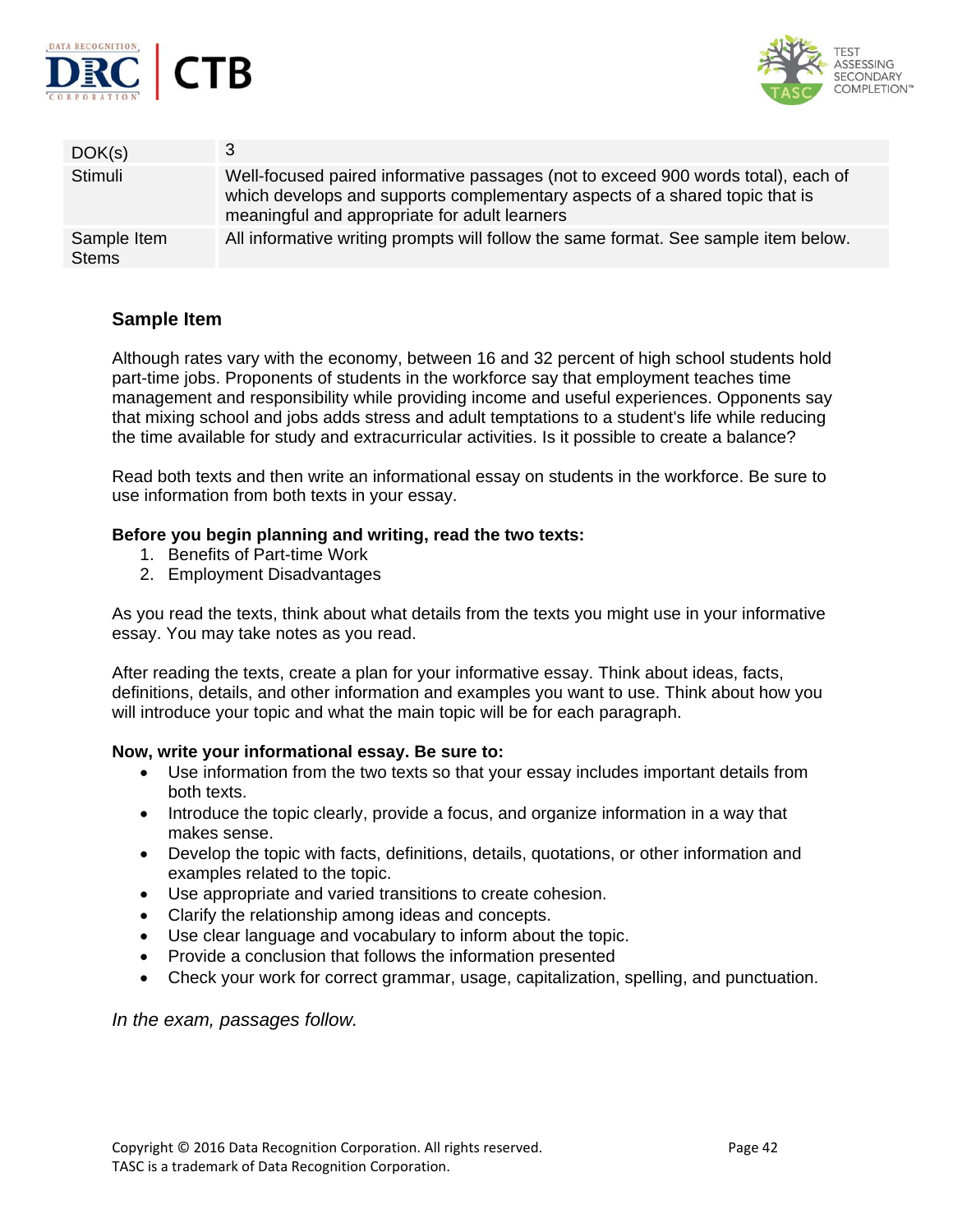| DOK(s) | 3 |
|---|---|
| Stimuli | Well-focused paired informative passages (not to exceed 900 words total), each of which develops and supports complementary aspects of a shared topic that is meaningful and appropriate for adult learners |
| Sample Item Stems | All informative writing prompts will follow the same format. See sample item below. |

### Sample Item

Although rates vary with the economy, between 16 and 32 percent of high school students hold part-time jobs. Proponents of students in the workforce say that employment teaches time management and responsibility while providing income and useful experiences. Opponents say that mixing school and jobs adds stress and adult temptations to a student's life while reducing the time available for study and extracurricular activities. Is it possible to create a balance?

Read both texts and then write an informational essay on students in the workforce. Be sure to use information from both texts in your essay.

**Before you begin planning and writing, read the two texts:**

1. Benefits of Part-time Work
2. Employment Disadvantages

As you read the texts, think about what details from the texts you might use in your informative essay. You may take notes as you read.

After reading the texts, create a plan for your informative essay. Think about ideas, facts, definitions, details, and other information and examples you want to use. Think about how you will introduce your topic and what the main topic will be for each paragraph.

**Now, write your informational essay. Be sure to:**

- Use information from the two texts so that your essay includes important details from both texts.
- Introduce the topic clearly, provide a focus, and organize information in a way that makes sense.
- Develop the topic with facts, definitions, details, quotations, or other information and examples related to the topic.
- Use appropriate and varied transitions to create cohesion.
- Clarify the relationship among ideas and concepts.
- Use clear language and vocabulary to inform about the topic.
- Provide a conclusion that follows the information presented
- Check your work for correct grammar, usage, capitalization, spelling, and punctuation.

*In the exam, passages follow.*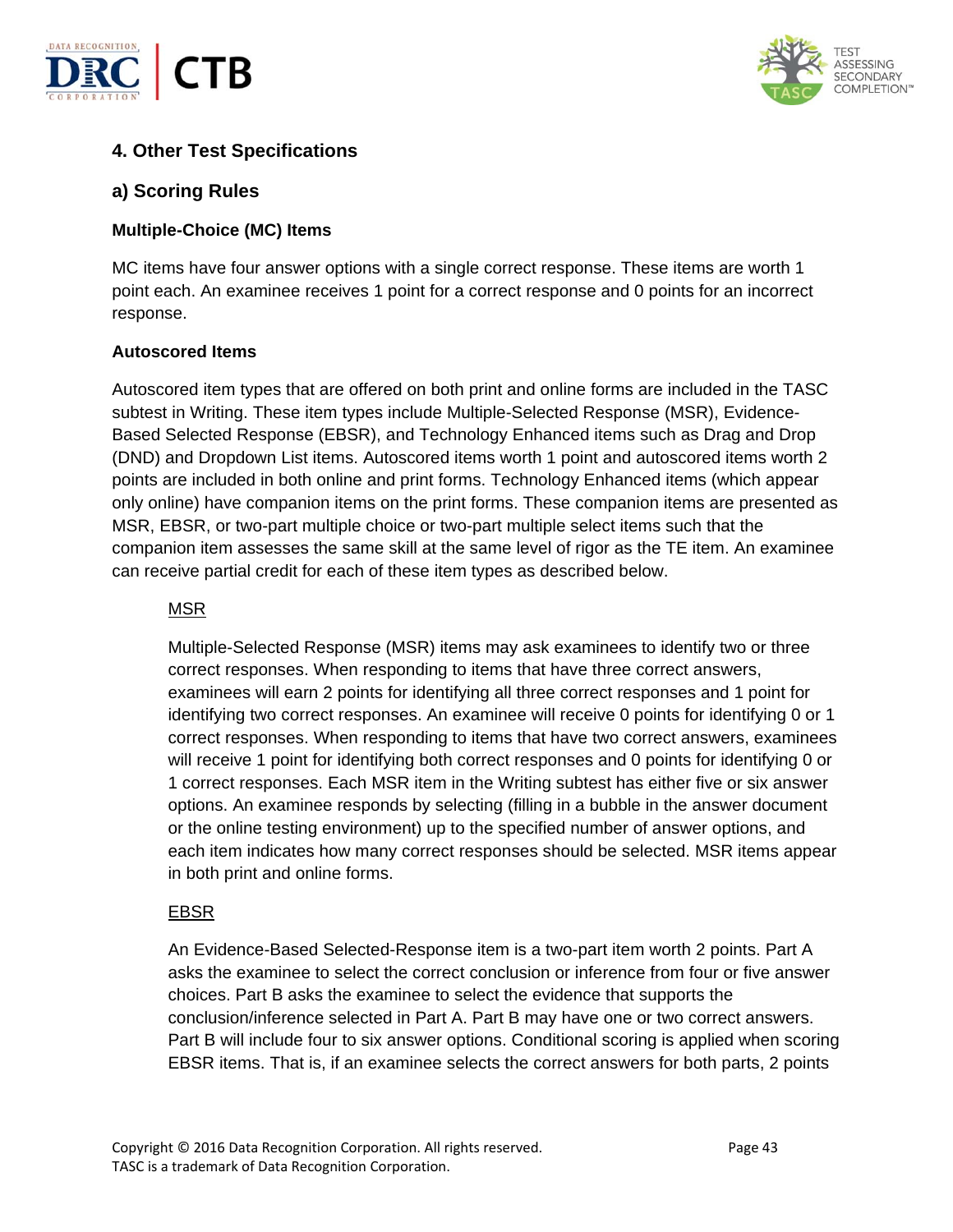## 4. Other Test Specifications

### a) Scoring Rules

#### Multiple-Choice (MC) Items

MC items have four answer options with a single correct response. These items are worth 1 point each. An examinee receives 1 point for a correct response and 0 points for an incorrect response.

#### Autoscored Items

Autoscored item types that are offered on both print and online forms are included in the TASC subtest in Writing. These item types include Multiple-Selected Response (MSR), Evidence-Based Selected Response (EBSR), and Technology Enhanced items such as Drag and Drop (DND) and Dropdown List items. Autoscored items worth 1 point and autoscored items worth 2 points are included in both online and print forms. Technology Enhanced items (which appear only online) have companion items on the print forms. These companion items are presented as MSR, EBSR, or two-part multiple choice or two-part multiple select items such that the companion item assesses the same skill at the same level of rigor as the TE item. An examinee can receive partial credit for each of these item types as described below.

<u>MSR</u>

Multiple-Selected Response (MSR) items may ask examinees to identify two or three correct responses. When responding to items that have three correct answers, examinees will earn 2 points for identifying all three correct responses and 1 point for identifying two correct responses. An examinee will receive 0 points for identifying 0 or 1 correct responses. When responding to items that have two correct answers, examinees will receive 1 point for identifying both correct responses and 0 points for identifying 0 or 1 correct responses. Each MSR item in the Writing subtest has either five or six answer options. An examinee responds by selecting (filling in a bubble in the answer document or the online testing environment) up to the specified number of answer options, and each item indicates how many correct responses should be selected. MSR items appear in both print and online forms.

<u>EBSR</u>

An Evidence-Based Selected-Response item is a two-part item worth 2 points. Part A asks the examinee to select the correct conclusion or inference from four or five answer choices. Part B asks the examinee to select the evidence that supports the conclusion/inference selected in Part A. Part B may have one or two correct answers. Part B will include four to six answer options. Conditional scoring is applied when scoring EBSR items. That is, if an examinee selects the correct answers for both parts, 2 points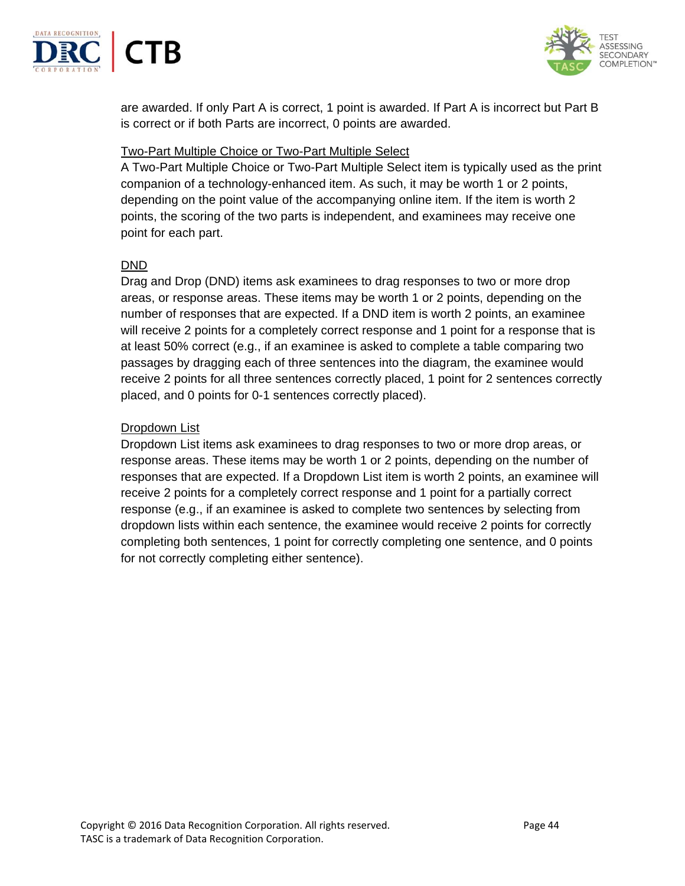are awarded. If only Part A is correct, 1 point is awarded. If Part A is incorrect but Part B is correct or if both Parts are incorrect, 0 points are awarded.

<u>Two-Part Multiple Choice or Two-Part Multiple Select</u>

A Two-Part Multiple Choice or Two-Part Multiple Select item is typically used as the print companion of a technology-enhanced item. As such, it may be worth 1 or 2 points, depending on the point value of the accompanying online item. If the item is worth 2 points, the scoring of the two parts is independent, and examinees may receive one point for each part.

<u>DND</u>

Drag and Drop (DND) items ask examinees to drag responses to two or more drop areas, or response areas. These items may be worth 1 or 2 points, depending on the number of responses that are expected. If a DND item is worth 2 points, an examinee will receive 2 points for a completely correct response and 1 point for a response that is at least 50% correct (e.g., if an examinee is asked to complete a table comparing two passages by dragging each of three sentences into the diagram, the examinee would receive 2 points for all three sentences correctly placed, 1 point for 2 sentences correctly placed, and 0 points for 0-1 sentences correctly placed).

<u>Dropdown List</u>

Dropdown List items ask examinees to drag responses to two or more drop areas, or response areas. These items may be worth 1 or 2 points, depending on the number of responses that are expected. If a Dropdown List item is worth 2 points, an examinee will receive 2 points for a completely correct response and 1 point for a partially correct response (e.g., if an examinee is asked to complete two sentences by selecting from dropdown lists within each sentence, the examinee would receive 2 points for correctly completing both sentences, 1 point for correctly completing one sentence, and 0 points for not correctly completing either sentence).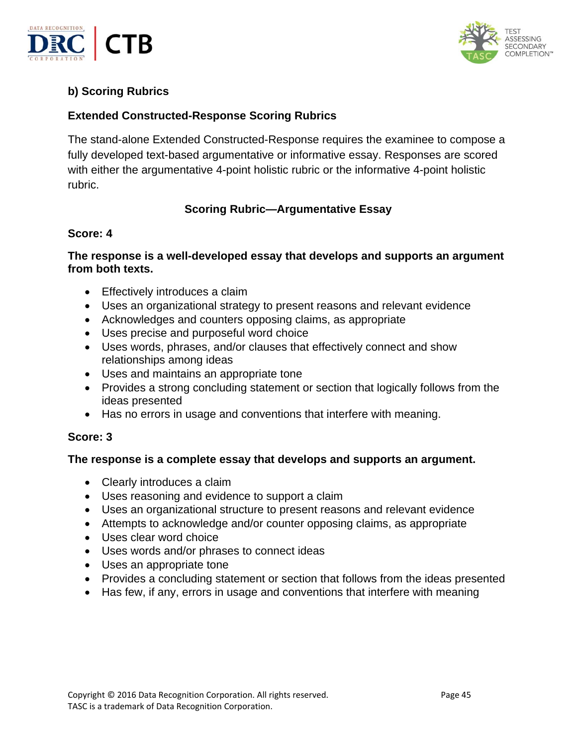### b) Scoring Rubrics

### Extended Constructed-Response Scoring Rubrics

The stand-alone Extended Constructed-Response requires the examinee to compose a fully developed text-based argumentative or informative essay. Responses are scored with either the argumentative 4-point holistic rubric or the informative 4-point holistic rubric.

#### Scoring Rubric—Argumentative Essay

**Score: 4**

**The response is a well-developed essay that develops and supports an argument from both texts.**

- Effectively introduces a claim
- Uses an organizational strategy to present reasons and relevant evidence
- Acknowledges and counters opposing claims, as appropriate
- Uses precise and purposeful word choice
- Uses words, phrases, and/or clauses that effectively connect and show relationships among ideas
- Uses and maintains an appropriate tone
- Provides a strong concluding statement or section that logically follows from the ideas presented
- Has no errors in usage and conventions that interfere with meaning.

**Score: 3**

**The response is a complete essay that develops and supports an argument.**

- Clearly introduces a claim
- Uses reasoning and evidence to support a claim
- Uses an organizational structure to present reasons and relevant evidence
- Attempts to acknowledge and/or counter opposing claims, as appropriate
- Uses clear word choice
- Uses words and/or phrases to connect ideas
- Uses an appropriate tone
- Provides a concluding statement or section that follows from the ideas presented
- Has few, if any, errors in usage and conventions that interfere with meaning

Copyright © 2016 Data Recognition Corporation. All rights reserved.
TASC is a trademark of Data Recognition Corporation.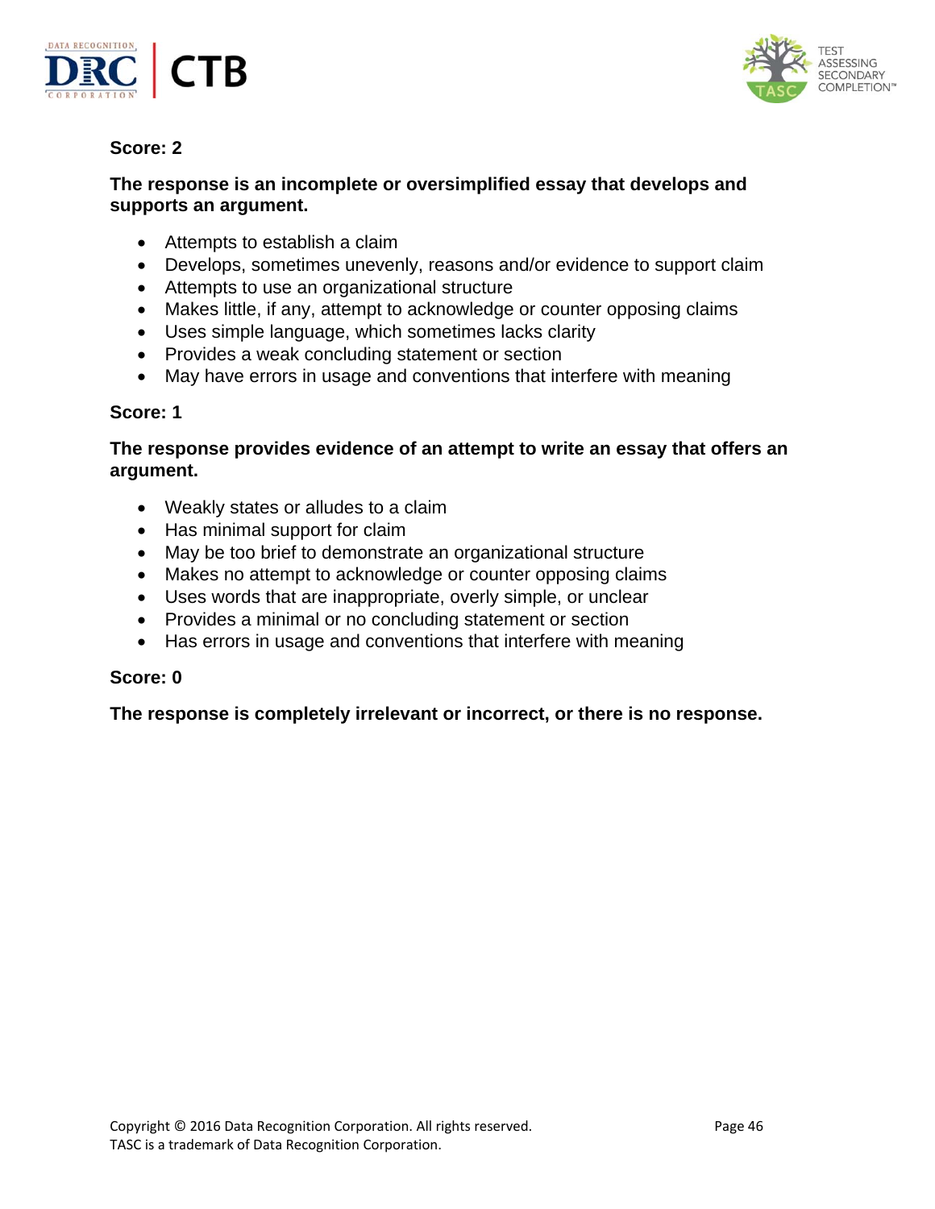**Score: 2**

**The response is an incomplete or oversimplified essay that develops and supports an argument.**

- Attempts to establish a claim
- Develops, sometimes unevenly, reasons and/or evidence to support claim
- Attempts to use an organizational structure
- Makes little, if any, attempt to acknowledge or counter opposing claims
- Uses simple language, which sometimes lacks clarity
- Provides a weak concluding statement or section
- May have errors in usage and conventions that interfere with meaning

**Score: 1**

**The response provides evidence of an attempt to write an essay that offers an argument.**

- Weakly states or alludes to a claim
- Has minimal support for claim
- May be too brief to demonstrate an organizational structure
- Makes no attempt to acknowledge or counter opposing claims
- Uses words that are inappropriate, overly simple, or unclear
- Provides a minimal or no concluding statement or section
- Has errors in usage and conventions that interfere with meaning

**Score: 0**

**The response is completely irrelevant or incorrect, or there is no response.**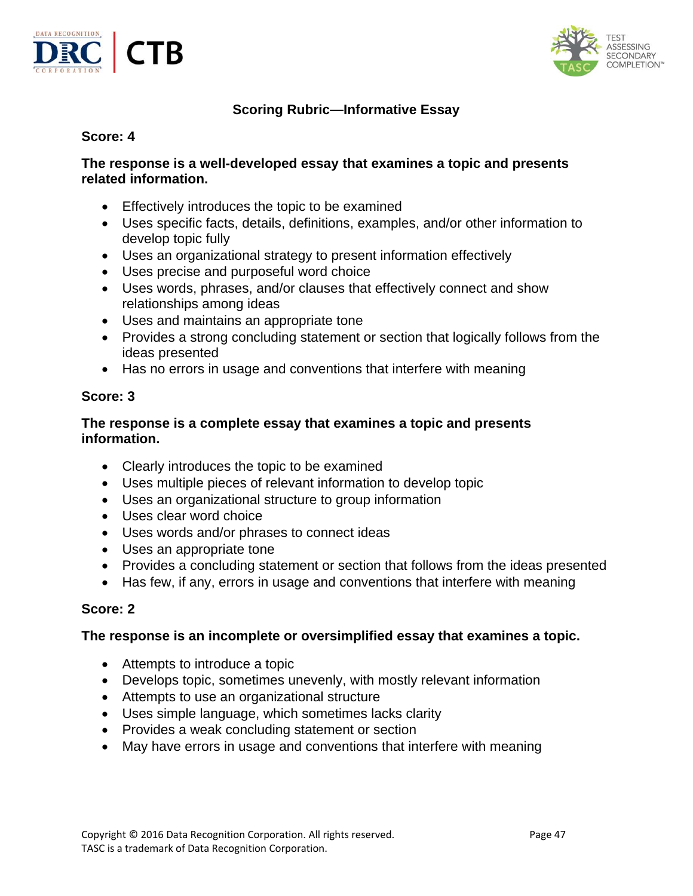## Scoring Rubric—Informative Essay

### Score: 4

**The response is a well-developed essay that examines a topic and presents related information.**

- Effectively introduces the topic to be examined
- Uses specific facts, details, definitions, examples, and/or other information to develop topic fully
- Uses an organizational strategy to present information effectively
- Uses precise and purposeful word choice
- Uses words, phrases, and/or clauses that effectively connect and show relationships among ideas
- Uses and maintains an appropriate tone
- Provides a strong concluding statement or section that logically follows from the ideas presented
- Has no errors in usage and conventions that interfere with meaning

### Score: 3

**The response is a complete essay that examines a topic and presents information.**

- Clearly introduces the topic to be examined
- Uses multiple pieces of relevant information to develop topic
- Uses an organizational structure to group information
- Uses clear word choice
- Uses words and/or phrases to connect ideas
- Uses an appropriate tone
- Provides a concluding statement or section that follows from the ideas presented
- Has few, if any, errors in usage and conventions that interfere with meaning

### Score: 2

**The response is an incomplete or oversimplified essay that examines a topic.**

- Attempts to introduce a topic
- Develops topic, sometimes unevenly, with mostly relevant information
- Attempts to use an organizational structure
- Uses simple language, which sometimes lacks clarity
- Provides a weak concluding statement or section
- May have errors in usage and conventions that interfere with meaning

Copyright © 2016 Data Recognition Corporation. All rights reserved.
TASC is a trademark of Data Recognition Corporation.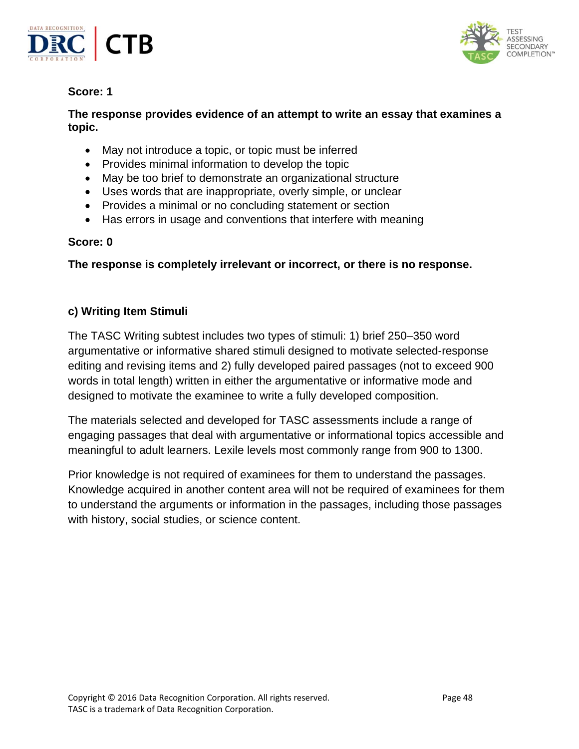**Score: 1**

**The response provides evidence of an attempt to write an essay that examines a topic.**

- May not introduce a topic, or topic must be inferred
- Provides minimal information to develop the topic
- May be too brief to demonstrate an organizational structure
- Uses words that are inappropriate, overly simple, or unclear
- Provides a minimal or no concluding statement or section
- Has errors in usage and conventions that interfere with meaning

**Score: 0**

**The response is completely irrelevant or incorrect, or there is no response.**

**c) Writing Item Stimuli**

The TASC Writing subtest includes two types of stimuli: 1) brief 250–350 word argumentative or informative shared stimuli designed to motivate selected-response editing and revising items and 2) fully developed paired passages (not to exceed 900 words in total length) written in either the argumentative or informative mode and designed to motivate the examinee to write a fully developed composition.

The materials selected and developed for TASC assessments include a range of engaging passages that deal with argumentative or informational topics accessible and meaningful to adult learners. Lexile levels most commonly range from 900 to 1300.

Prior knowledge is not required of examinees for them to understand the passages. Knowledge acquired in another content area will not be required of examinees for them to understand the arguments or information in the passages, including those passages with history, social studies, or science content.